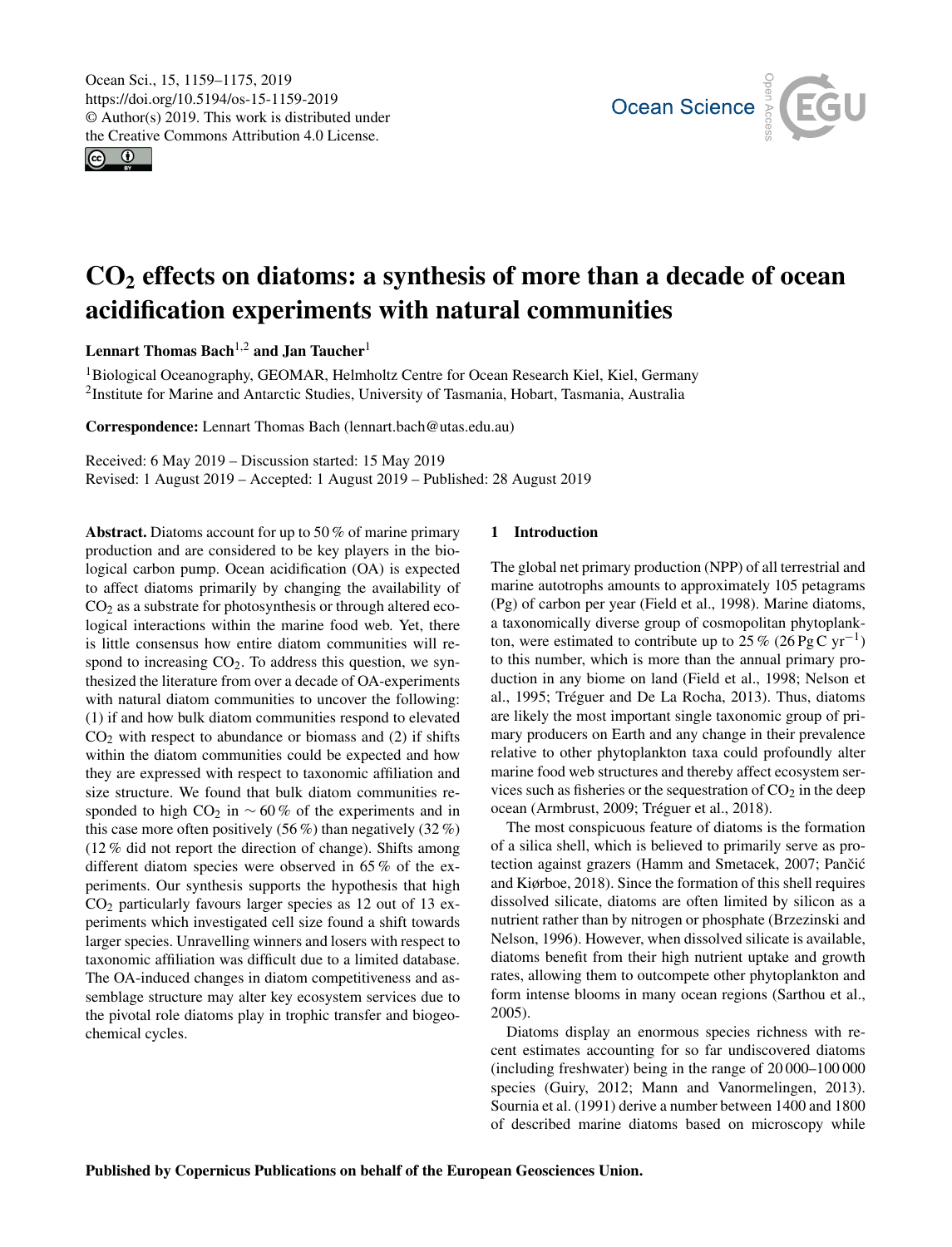# $CO_2$ effects on diatoms: a synthesis of more than a decade of ocean acidification experiments with natural communities

**Lennart Thomas Bach**[1,2] **and Jan Taucher**[1]

[1]Biological Oceanography, GEOMAR, Helmholtz Centre for Ocean Research Kiel, Kiel, Germany
[2]Institute for Marine and Antarctic Studies, University of Tasmania, Hobart, Tasmania, Australia

**Correspondence:** Lennart Thomas Bach (lennart.bach@utas.edu.au)

Received: 6 May 2019 – Discussion started: 15 May 2019
Revised: 1 August 2019 – Accepted: 1 August 2019 – Published: 28 August 2019

**Abstract.** Diatoms account for up to 50 % of marine primary production and are considered to be key players in the biological carbon pump. Ocean acidification (OA) is expected to affect diatoms primarily by changing the availability of $CO_2$ as a substrate for photosynthesis or through altered ecological interactions within the marine food web. Yet, there is little consensus how entire diatom communities will respond to increasing $CO_2$. To address this question, we synthesized the literature from over a decade of OA-experiments with natural diatom communities to uncover the following: (1) if and how bulk diatom communities respond to elevated $CO_2$ with respect to abundance or biomass and (2) if shifts within the diatom communities could be expected and how they are expressed with respect to taxonomic affiliation and size structure. We found that bulk diatom communities responded to high $CO_2$ in $\sim 60$ % of the experiments and in this case more often positively (56 %) than negatively (32 %) (12 % did not report the direction of change). Shifts among different diatom species were observed in 65 % of the experiments. Our synthesis supports the hypothesis that high $CO_2$ particularly favours larger species as 12 out of 13 experiments which investigated cell size found a shift towards larger species. Unravelling winners and losers with respect to taxonomic affiliation was difficult due to a limited database. The OA-induced changes in diatom competitiveness and assemblage structure may alter key ecosystem services due to the pivotal role diatoms play in trophic transfer and biogeochemical cycles.

## 1 Introduction

The global net primary production (NPP) of all terrestrial and marine autotrophs amounts to approximately 105 petagrams (Pg) of carbon per year (Field et al., 1998). Marine diatoms, a taxonomically diverse group of cosmopolitan phytoplankton, were estimated to contribute up to 25 % (26 Pg C $yr^{-1}$) to this number, which is more than the annual primary production in any biome on land (Field et al., 1998; Nelson et al., 1995; Tréguer and De La Rocha, 2013). Thus, diatoms are likely the most important single taxonomic group of primary producers on Earth and any change in their prevalence relative to other phytoplankton taxa could profoundly alter marine food web structures and thereby affect ecosystem services such as fisheries or the sequestration of $CO_2$ in the deep ocean (Armbrust, 2009; Tréguer et al., 2018).

The most conspicuous feature of diatoms is the formation of a silica shell, which is believed to primarily serve as protection against grazers (Hamm and Smetacek, 2007; Pančić and Kiørboe, 2018). Since the formation of this shell requires dissolved silicate, diatoms are often limited by silicon as a nutrient rather than by nitrogen or phosphate (Brzezinski and Nelson, 1996). However, when dissolved silicate is available, diatoms benefit from their high nutrient uptake and growth rates, allowing them to outcompete other phytoplankton and form intense blooms in many ocean regions (Sarthou et al., 2005).

Diatoms display an enormous species richness with recent estimates accounting for so far undiscovered diatoms (including freshwater) being in the range of 20 000–100 000 species (Guiry, 2012; Mann and Vanormelingen, 2013). Sournia et al. (1991) derive a number between 1400 and 1800 of described marine diatoms based on microscopy while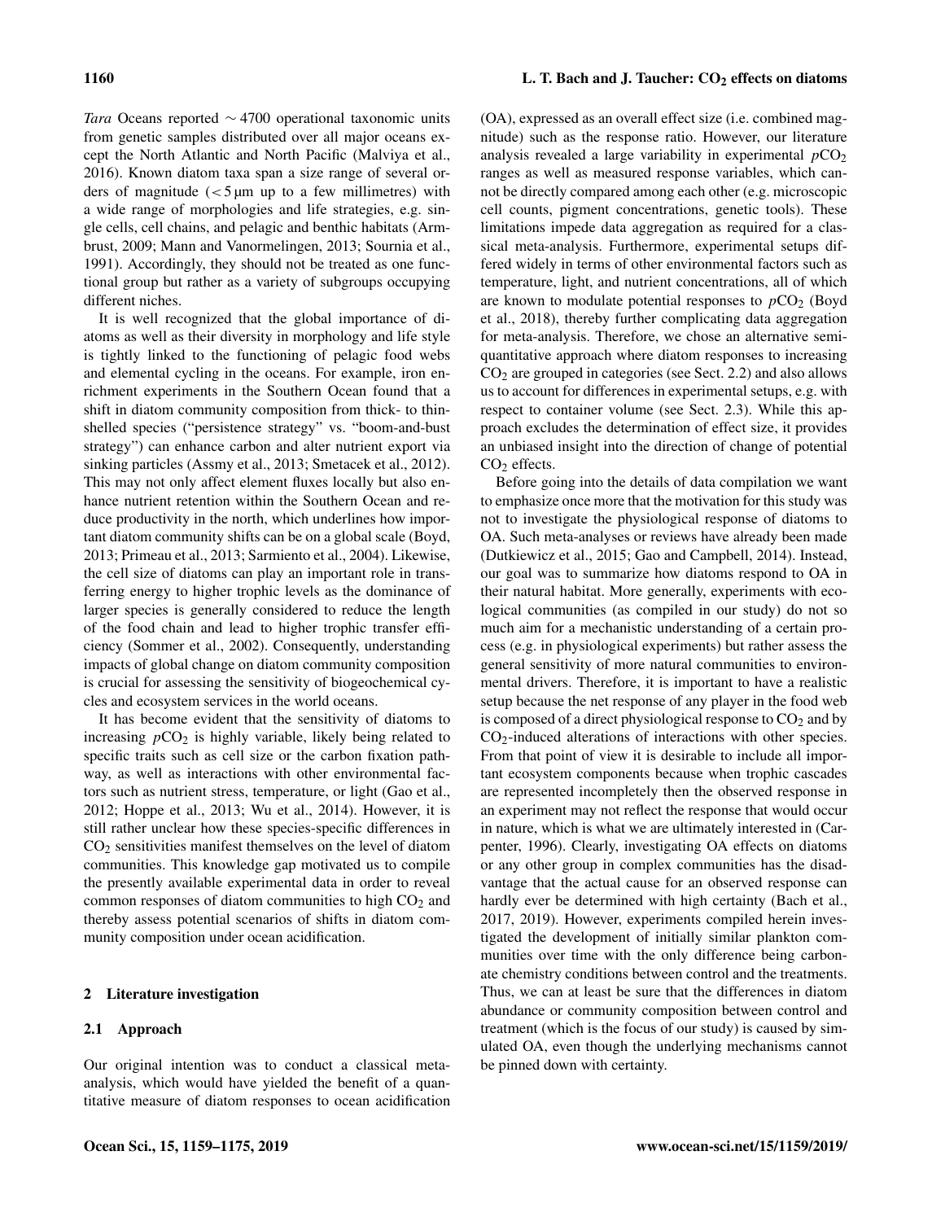*Tara* Oceans reported ∼ 4700 operational taxonomic units from genetic samples distributed over all major oceans except the North Atlantic and North Pacific (Malviya et al., 2016). Known diatom taxa span a size range of several orders of magnitude (< 5 µm up to a few millimetres) with a wide range of morphologies and life strategies, e.g. single cells, cell chains, and pelagic and benthic habitats (Armbrust, 2009; Mann and Vanormelingen, 2013; Sournia et al., 1991). Accordingly, they should not be treated as one functional group but rather as a variety of subgroups occupying different niches.

It is well recognized that the global importance of diatoms as well as their diversity in morphology and life style is tightly linked to the functioning of pelagic food webs and elemental cycling in the oceans. For example, iron enrichment experiments in the Southern Ocean found that a shift in diatom community composition from thick- to thin-shelled species ("persistence strategy" vs. "boom-and-bust strategy") can enhance carbon and alter nutrient export via sinking particles (Assmy et al., 2013; Smetacek et al., 2012). This may not only affect element fluxes locally but also enhance nutrient retention within the Southern Ocean and reduce productivity in the north, which underlines how important diatom community shifts can be on a global scale (Boyd, 2013; Primeau et al., 2013; Sarmiento et al., 2004). Likewise, the cell size of diatoms can play an important role in transferring energy to higher trophic levels as the dominance of larger species is generally considered to reduce the length of the food chain and lead to higher trophic transfer efficiency (Sommer et al., 2002). Consequently, understanding impacts of global change on diatom community composition is crucial for assessing the sensitivity of biogeochemical cycles and ecosystem services in the world oceans.

It has become evident that the sensitivity of diatoms to increasing $p$CO$_2$ is highly variable, likely being related to specific traits such as cell size or the carbon fixation pathway, as well as interactions with other environmental factors such as nutrient stress, temperature, or light (Gao et al., 2012; Hoppe et al., 2013; Wu et al., 2014). However, it is still rather unclear how these species-specific differences in $CO_2$ sensitivities manifest themselves on the level of diatom communities. This knowledge gap motivated us to compile the presently available experimental data in order to reveal common responses of diatom communities to high $CO_2$ and thereby assess potential scenarios of shifts in diatom community composition under ocean acidification.

## 2 Literature investigation

### 2.1 Approach

Our original intention was to conduct a classical meta-analysis, which would have yielded the benefit of a quantitative measure of diatom responses to ocean acidification (OA), expressed as an overall effect size (i.e. combined magnitude) such as the response ratio. However, our literature analysis revealed a large variability in experimental $p$CO$_2$ ranges as well as measured response variables, which cannot be directly compared among each other (e.g. microscopic cell counts, pigment concentrations, genetic tools). These limitations impede data aggregation as required for a classical meta-analysis. Furthermore, experimental setups differed widely in terms of other environmental factors such as temperature, light, and nutrient concentrations, all of which are known to modulate potential responses to $p$CO$_2$ (Boyd et al., 2018), thereby further complicating data aggregation for meta-analysis. Therefore, we chose an alternative semi-quantitative approach where diatom responses to increasing $CO_2$ are grouped in categories (see Sect. 2.2) and also allows us to account for differences in experimental setups, e.g. with respect to container volume (see Sect. 2.3). While this approach excludes the determination of effect size, it provides an unbiased insight into the direction of change of potential $CO_2$ effects.

Before going into the details of data compilation we want to emphasize once more that the motivation for this study was not to investigate the physiological response of diatoms to OA. Such meta-analyses or reviews have already been made (Dutkiewicz et al., 2015; Gao and Campbell, 2014). Instead, our goal was to summarize how diatoms respond to OA in their natural habitat. More generally, experiments with ecological communities (as compiled in our study) do not so much aim for a mechanistic understanding of a certain process (e.g. in physiological experiments) but rather assess the general sensitivity of more natural communities to environmental drivers. Therefore, it is important to have a realistic setup because the net response of any player in the food web is composed of a direct physiological response to $CO_2$ and by $CO_2$-induced alterations of interactions with other species. From that point of view it is desirable to include all important ecosystem components because when trophic cascades are represented incompletely then the observed response in an experiment may not reflect the response that would occur in nature, which is what we are ultimately interested in (Carpenter, 1996). Clearly, investigating OA effects on diatoms or any other group in complex communities has the disadvantage that the actual cause for an observed response can hardly ever be determined with high certainty (Bach et al., 2017, 2019). However, experiments compiled herein investigated the development of initially similar plankton communities over time with the only difference being carbonate chemistry conditions between control and the treatments. Thus, we can at least be sure that the differences in diatom abundance or community composition between control and treatment (which is the focus of our study) is caused by simulated OA, even though the underlying mechanisms cannot be pinned down with certainty.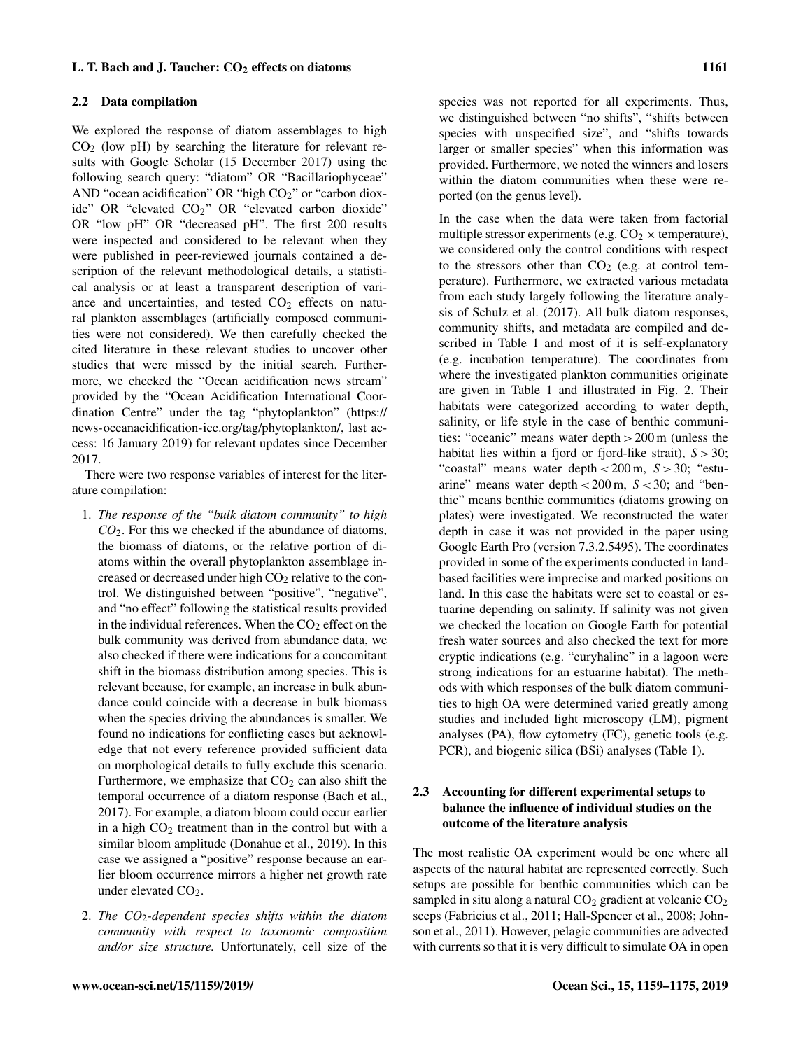### 2.2 Data compilation

We explored the response of diatom assemblages to high $CO_2$ (low pH) by searching the literature for relevant results with Google Scholar (15 December 2017) using the following search query: "diatom" OR "Bacillariophyceae" AND "ocean acidification" OR "high $CO_2$" or "carbon dioxide" OR "elevated $CO_2$" OR "elevated carbon dioxide" OR "low pH" OR "decreased pH". The first 200 results were inspected and considered to be relevant when they were published in peer-reviewed journals contained a description of the relevant methodological details, a statistical analysis or at least a transparent description of variance and uncertainties, and tested $CO_2$ effects on natural plankton assemblages (artificially composed communities were not considered). We then carefully checked the cited literature in these relevant studies to uncover other studies that were missed by the initial search. Furthermore, we checked the "Ocean acidification news stream" provided by the "Ocean Acidification International Coordination Centre" under the tag "phytoplankton" (https://news-oceanacidification-icc.org/tag/phytoplankton/, last access: 16 January 2019) for relevant updates since December 2017.

There were two response variables of interest for the literature compilation:

1. *The response of the "bulk diatom community" to high $CO_2$.* For this we checked if the abundance of diatoms, the biomass of diatoms, or the relative portion of diatoms within the overall phytoplankton assemblage increased or decreased under high $CO_2$ relative to the control. We distinguished between "positive", "negative", and "no effect" following the statistical results provided in the individual references. When the $CO_2$ effect on the bulk community was derived from abundance data, we also checked if there were indications for a concomitant shift in the biomass distribution among species. This is relevant because, for example, an increase in bulk abundance could coincide with a decrease in bulk biomass when the species driving the abundances is smaller. We found no indications for conflicting cases but acknowledge that not every reference provided sufficient data on morphological details to fully exclude this scenario. Furthermore, we emphasize that $CO_2$ can also shift the temporal occurrence of a diatom response (Bach et al., 2017). For example, a diatom bloom could occur earlier in a high $CO_2$ treatment than in the control but with a similar bloom amplitude (Donahue et al., 2019). In this case we assigned a "positive" response because an earlier bloom occurrence mirrors a higher net growth rate under elevated $CO_2$.
2. *The $CO_2$-dependent species shifts within the diatom community with respect to taxonomic composition and/or size structure.* Unfortunately, cell size of the species was not reported for all experiments. Thus, we distinguished between "no shifts", "shifts between species with unspecified size", and "shifts towards larger or smaller species" when this information was provided. Furthermore, we noted the winners and losers within the diatom communities when these were reported (on the genus level).

In the case when the data were taken from factorial multiple stressor experiments (e.g. $CO_2 \times$ temperature), we considered only the control conditions with respect to the stressors other than $CO_2$ (e.g. at control temperature). Furthermore, we extracted various metadata from each study largely following the literature analysis of Schulz et al. (2017). All bulk diatom responses, community shifts, and metadata are compiled and described in Table 1 and most of it is self-explanatory (e.g. incubation temperature). The coordinates from where the investigated plankton communities originate are given in Table 1 and illustrated in Fig. 2. Their habitats were categorized according to water depth, salinity, or life style in the case of benthic communities: "oceanic" means water depth > 200 m (unless the habitat lies within a fjord or fjord-like strait), $S > 30$; "coastal" means water depth < 200 m, $S > 30$; "estuarine" means water depth < 200 m, $S < 30$; and "benthic" means benthic communities (diatoms growing on plates) were investigated. We reconstructed the water depth in case it was not provided in the paper using Google Earth Pro (version 7.3.2.5495). The coordinates provided in some of the experiments conducted in land-based facilities were imprecise and marked positions on land. In this case the habitats were set to coastal or estuarine depending on salinity. If salinity was not given we checked the location on Google Earth for potential fresh water sources and also checked the text for more cryptic indications (e.g. "euryhaline" in a lagoon were strong indications for an estuarine habitat). The methods with which responses of the bulk diatom communities to high OA were determined varied greatly among studies and included light microscopy (LM), pigment analyses (PA), flow cytometry (FC), genetic tools (e.g. PCR), and biogenic silica (BSi) analyses (Table 1).

### 2.3 Accounting for different experimental setups to balance the influence of individual studies on the outcome of the literature analysis

The most realistic OA experiment would be one where all aspects of the natural habitat are represented correctly. Such setups are possible for benthic communities which can be sampled in situ along a natural $CO_2$ gradient at volcanic $CO_2$ seeps (Fabricius et al., 2011; Hall-Spencer et al., 2008; Johnson et al., 2011). However, pelagic communities are advected with currents so that it is very difficult to simulate OA in open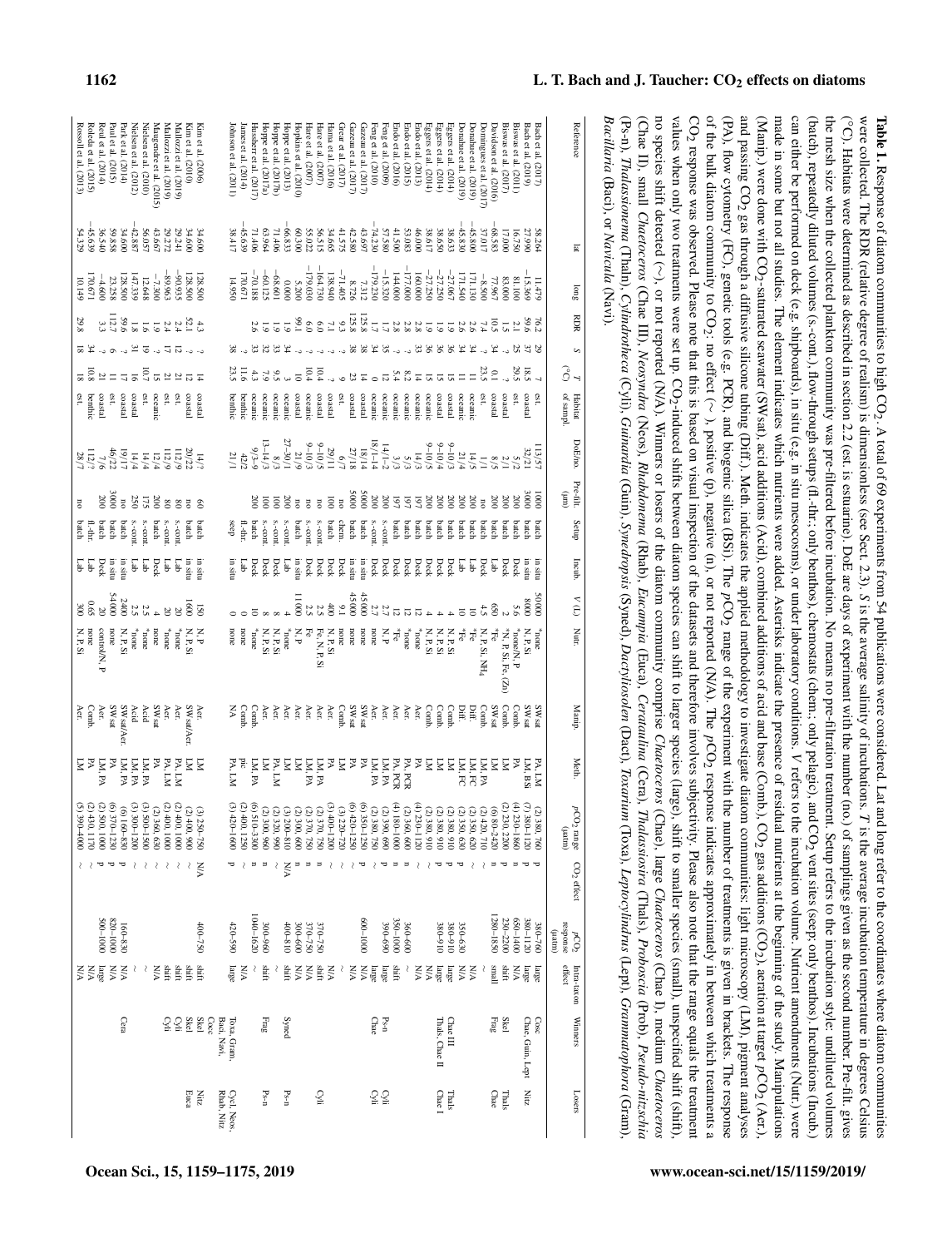**Table 1.** Response of diatom communities to high $CO_2$. A total of 69 experiments from 54 publications were considered. Lat and long refer to the coordinates where diatom communities were collected. The RDR (relative degree of realism) is dimensionless (see Sect. 2.3). *S* is the average salinity of incubations. *T* is the average incubation temperature in degrees Celsius (°C). Habitats were determined as described in section 2.2 (est. is estuarine). DoE are days of experiment with the number (no.) of samplings given as the second number. Pre-filt. gives the mesh size when the collected plankton community was pre-filtered before incubation. No means no pre-filtration treatment. Setup refers to the incubation style: undiluted volumes (batch), repeatedly diluted volumes (s.-cont.), flow-through setups (fl.-thr.; only benthos), chemostats (chem.; only pelagic), and $CO_2$ vent sites (seep; only benthos). Incubations (Incub.) can either be performed on deck (e.g. shipboards), in situ (e.g. in situ mesocosms), or under laboratory conditions. *V* refers to the incubation volume. Nutrient amendments (Nutr.) were made in some but not all studies. The element indicates which nutrients were added. Asterisks indicate the presence of residual nutrients at the beginning of the study. Manipulations (Manip.) were done with $CO_2$-saturated seawater (SWsat), acid additions (Acid), combined additions of acid and base (Comb.), $CO_2$ gas additions ($CO_2$), aeration at target $pCO_2$ (Aer.), and passing $CO_2$ gas through a diffusive silicone tubing (Diff.). Meth. indicates the applied methodology to investigate diatom communities: light microscopy (LM), pigment analyses (PA), flow cytometry (FC), genetic tools (e.g. PCR), and biogenic silica (BSi). The $pCO_2$ range of the experiment with the number of treatments is given in brackets. The response of the bulk diatom community to $CO_2$: no effect (∼), positive (p), negative (n), or not reported (N/A). The $pCO_2$ response indicates approximately in between which treatments a $CO_2$ response was observed. Please note that this is based on visual inspection of the datasets and therefore involves subjectivity. Please also note that the range equals the treatment values when only two treatments were set up. $CO_2$-induced shifts between diatom species can shift to larger species (large), shift to smaller species (small), unspecified shift (shift), no species shift detected (∼), or not reported (N/A). Winners or losers of the diatom community comprise *Chaetoceros* (Chae), large *Chaetoceros* (Chae I), medium *Chaetoceros* (Chae II), small *Chaetoceros* (Chae III), *Neosyndra* (Neos), *Rhabdonema* (Rhab), *Eucampia* (Euca), *Cerataulina* (Cera), *Thalassiosira* (Thals), *Proboscia* (Prob), *Pseudo-nitzschia* (Ps-n), *Thalassionema* (Thaln), *Cylindrotheca* (Cyli), *Guinardia* (Guin), *Synedropsis* (Syned), *Dactyliosolen* (Dact), *Toxarium* (Toxa), *Leptocylindrus* (Lept), *Grammatophora* (Gram), *Bacillaria* (Baci), or *Navicula* (Navi).

| Reference | lat | long | RDR | S | T (°C) | Habitat of sampl. | DoE/no. | Pre-filt. (µm) | Setup | Incub. | V (L) | Nutr. | Manip. | Meth. | $pCO_2$ range (µatm) | $CO_2$ effect | $pCO_2$ response (µatm) | Intra-taxon effect | Winners | Losers |
|---|---|---|---|---|---|---|---|---|---|---|---|---|---|---|---|---|---|---|---|---|
| Bach et al. (2017) | 58.264 | 11.479 | 76.2 | 29 | 7 | est. | 113/57 | 1000 | batch | in situ | 50 000 | *none | SWsat | PA, LM | (2) 380, 760 | p | 380–760 | large | Cosc. | |
| Bach et al. (2019) | 27.990 | −15.369 | 59.6 | 37 | 18.5 | coastal | 32/21 | 3000 | batch | in situ | 8000 | N, P, Si | SWsat | LM, BSi | (7) 380–1120 | p | 380–1120 | large | Chae, Guin, Lept | Nitz |
| Biswas et al. (2011) | 16.750 | 81.100 | 2.1 | 25 | 29.5 | est. | 5/2 | 200 | batch | Deck | 5.6 | *none/N, P | Comb. | PA | (4) 230–1860 | n | 650–1400 | N/A | | |
| Biswas et al. (2017) | 17.000 | 83.000 | 1.5 | ? | ? | coastal | 2/1 | 200 | batch | Deck | 2 | *N, P, Si, Fe, (Zn) | Comb. | LM | (2) 230, 2200 | p | 230–2200 | shift | Skel | Thals |
| Davidson et al. (2016) | −68.583 | 77.967 | 10.5 | 34 | 0.1 | coastal | 8/5 | 200 | batch | Lab | 650 | *Fe | SWsat | LM | (6) 80–2420 | p | 1280–1850 | small | Frag | Chae |
| Domingues et al. (2017) | 37.017 | −8.500 | 7.4 | ? | 23.5 | est. | 1/1 | no | batch | Deck | 4.5 | N, P, Si, $NH_4$ | Comb. | LM, PA | (2) 420, 710 | ∼ | | ∼ | | |
| Donahue et al. (2019) | −45.800 | 171.130 | 2.6 | 34 | 11 | oceanic | 14/5 | 200 | batch | Deck | 10 | *Fe | Diff. | LM, FC | (2) 350, 620 | ∼ | | N/A | | |
| Donahue et al. (2019) | −45.830 | 171.540 | 2.6 | 34 | 11 | oceanic | 21/4 | 200 | batch | Lab | 10 | *Fe | Diff. | LM, FC | (2) 330, 630 | p | 350–630 | N/A | | |
| Eggers et al. (2014) | 38.633 | −27.067 | 1.9 | 36 | 15 | oceanic | 9–10/3 | 200 | batch | Deck | 4 | N, P, Si | Comb. | LM | (2) 380, 910 | p | 380–910 | large | Chae III | Thals |
| Eggers et al. (2014) | 38.650 | −27.250 | 1.9 | 36 | 15 | coastal | 9–10/4 | 200 | batch | Deck | 4 | N, P, Si | Comb. | LM | (2) 380, 910 | p | 380–910 | large | Thals, Chae II | Chae I |
| Eggers et al. (2014) | 38.617 | −27.250 | 1.9 | 36 | 15 | oceanic | 9–10/5 | 200 | batch | Deck | 4 | N, P, Si | Comb. | LM | (2) 380, 910 | ∼ | | N/A | | |
| Endo et al. (2013) | 46.000 | 160.000 | 2.8 | 33 | 14 | oceanic | 14/3 | 197 | batch | Deck | 12 | *none | Aer. | PA, PCR | (4) 230–1200 | ∼ | | N/A | | |
| Endo et al. (2015) | 53.083 | −177.000 | 2.8 | ? | 8.2 | oceanic | 3/3 | 197 | batch | Deck | 12 | *none | Aer. | PA, PCR | (2) 360, 600 | p | 360–600 | ∼ | | |
| Endo et al. (2016) | 41.500 | 144.000 | 2.8 | ? | 5.4 | oceanic | 3/3 | 197 | batch | Deck | 12 | *Fe | Aer. | PA, PCR | (4) 180–1000 | n | 350–1000 | shift | | |
| Feng et al. (2009) | 57.580 | −15.320 | 1.7 | 35 | 12 | oceanic | 14/1–2 | 200 | batch | Deck | 2.7 | N, P | Aer. | LM, PA | (2) 390, 690 | p | 390–690 | large | Ps-n | |
| Feng et al. (2010) | −74.230 | −179.230 | 1.7 | 34 | 0 | oceanic | 18/1–14 | 200 | s.-cont. | Deck | 2.7 | none | Aer. | LM, PA | (2) 380, 750 | ∼ | | large | Chae | Cyli |
| Gazeau et al. (2017) | 43.697 | 7.312 | 125.8 | 38 | 14 | coastal | 18/14 | 5000 | batch | in situ | 45 000 | none | SWsat | PA | (6) 350–1250 | p | 600–1000 | N/A | | Cyli |
| Gazeau et al. (2017) | 42.580 | 8.726 | 125.8 | 38 | 23 | coastal | 27/18 | 5000 | batch | in situ | 45 000 | none | SWsat | PA | (6) 420–1250 | ∼ | | N/A | | |
| Grear et al. (2017) | 41.575 | −71.405 | 9.3 | ? | 9 | est. | 6/7 | no | chem. | Deck | 9.1 | none | Comb. | LM | (3) 220–720 | ∼ | | ∼ | | |
| Hama et al. (2016) | 34.665 | 138.940 | 7.1 | ? | ? | coastal | 29/11 | 100 | batch | Deck | 400 | N, P, Si | Aer. | PA | (3) 400–1200 | ∼ | | N/A | | |
| Hare et al. (2007) | 56.515 | −164.730 | 6.0 | ? | 10.4 | coastal | 9–10/5 | no | s.-cont. | Deck | 2.5 | Fe, N, P, Si | Aer. | LM, PA | (2) 370, 750 | n | 370–750 | shift | | Cyli |
| Hare et al. (2007) | 55.022 | −179.030 | 6.0 | ? | 10.4 | oceanic | 9–10/3 | no | s.-cont. | Deck | 2.5 | *Fe | Aer. | LM, PA | (2) 370, 750 | n | 370–750 | shift | | |
| Hopkins et al. (2010) | 60.300 | 5.200 | 99.1 | ? | 10 | coastal | 21/9 | no | batch | in situ | 11 000 | N, P | Aer. | LM | (2) 300, 600 | n | 300–600 | N/A | | |
| Hoppe et al. (2013) | −66.833 | 0.000 | 1.9 | 34 | 3 | oceanic | 27–30/1 | 200 | s.-cont. | Lab | 4 | *none | Aer. | LM | (3) 200–810 | n | 400–810 | shift | Syned | Ps-n |
| Hoppe et al. (2017b) | 71.406 | −68.601 | 1.9 | 33 | 9.5 | oceanic | 8/3 | 100 | s.-cont. | Deck | 8 | N, P, Si | Aer. | PA, LM | (2) 320, 990 | ∼ | | ∼ | | |
| Hoppe et al. (2017a) | 63.964 | −60.125 | 1.9 | 32 | 7.9 | oceanic | 13–14/3 | 100 | s.-cont. | Deck | 8 | N, P, Si | Aer. | LM | (2) 300, 960 | n | 300–960 | shift | Frag | Ps-n |
| Hussherr et al. (2017) | 71.406 | −70.188 | 2.6 | 33 | 4.3 | oceanic | 9/3–9 | 200 | batch | Deck | 10 | *none | Comb. | LM, PA | (6) 510–3300 | n | 1040–1620 | ∼ | | |
| James et al. (2014) | −45.639 | 170.671 | ? | ? | 11.6 | benthic | 42/2 | | fl.-thr. | Lab | 0 | none | Comb. | pic. | (2) 400, 1250 | p | | N/A | | |
| Johnson et al. (2011) | 38.417 | 14.950 | | 38 | 23.5 | benthic | 21/1 | | seep | in situ | 0 | none | NA | PA, LM | (3) 420–1600 | p | 420–590 | large | Toxa, Gram, Baci, Navi | Cycl, Neos, Rhab, Nitz |
| Kim et al. (2006) | 34.600 | 128.500 | 4.3 | ? | 14 | coastal | 14/? | 60 | batch | in situ | 150 | N, P | Aer. | LM | (3) 250–750 | N/A | 400–750 | shift | Skel | Nitz |
| Kim et al. (2010) | 34.600 | 128.500 | 52.1 | ? | 12 | coastal | 20/22 | no | batch | in situ | 1600 | N, P, Si | SWsat/Aer. | LM | (2) 400, 900 | ∼ | | shift | Skel | Euca |
| Mallozzi et al. (2019) | 29.241 | −90.935 | 2.4 | 12 | 21 | est. | 112/9 | 80 | s.-cont. | Lab | 20 | *none | Aer. | PA, LM | (2) 400, 1000 | ∼ | | shift | Cyli | |
| Mallozzi et al. (2019) | 29.272 | −89.963 | 2.4 | 17 | 21 | est. | 112/9 | 80 | s.-cont. | Lab | 20 | *none | Aer. | PA, LM | (2) 400, 1000 | ∼ | | shift | Cyli | |
| Maugendre et al. (2015) | 43.667 | −7.300 | 1.9 | ? | 15 | oceanic | 12/4 | 200 | batch | Deck | 4 | none | Aer. | PA | (2) 360, 630 | ∼ | | N/A | | |
| Nielsen et al. (2010) | 56.057 | 12.648 | 1.6 | 19 | 10.7 | est. | 14/4 | 175 | s.-cont. | Lab | 2.5 | *none | Acid | LM, PA | (3) 500–1500 | ∼ | | N/A | | |
| Nielsen et al. (2012) | −42.887 | 147.339 | 1.8 | 31 | 16 | coastal | 14/4 | 250 | s.-cont. | Lab | 2.5 | *none | Acid | LM, PA | (3) 300–1200 | ∼ | | ∼ | | |
| Park et al. (2014) | 34.600 | 128.500 | 59.6 | ? | 17 | coastal | 19/17 | no | batch | in situ | 2400 | N, P, Si | SWsat/Aer. | LM, PA | (6) 160–830 | p | 160–830 | ∼ | Cera | |
| Paul et al. (2015) | 59.858 | 23.258 | 112.7 | 6 | 11 | coastal | 46/22 | 3000 | batch | in situ | 54 000 | none | SWsat | PA | (6) 370–1230 | p | 820–1000 | N/A | | |
| Reul et al. (2014) | 36.540 | −4.600 | 3.3 | ? | 21 | coastal | 7/6 | 200 | batch | Deck | 20 | control/N, P | Acid | LM, PA | (2) 500, 1000 | p | 500–1000 | large | | |
| Roleda et al. (2015) | −45.639 | 170.671 | | 34 | 10.8 | benthic | 112/? | no | batch | Lab | 0.65 | none | Comb. | PA | (2) 430, 1170 | ∼ | | N/A | | |
| Rossoll et al. (2013) | 54.329 | 10.149 | 29.8 | 18 | 18 | benthic | 28/7 | no | batch | Lab | 300 | N, P, Si | Aer. | LM | (5) 390–4000 | ∼ | | N/A | | |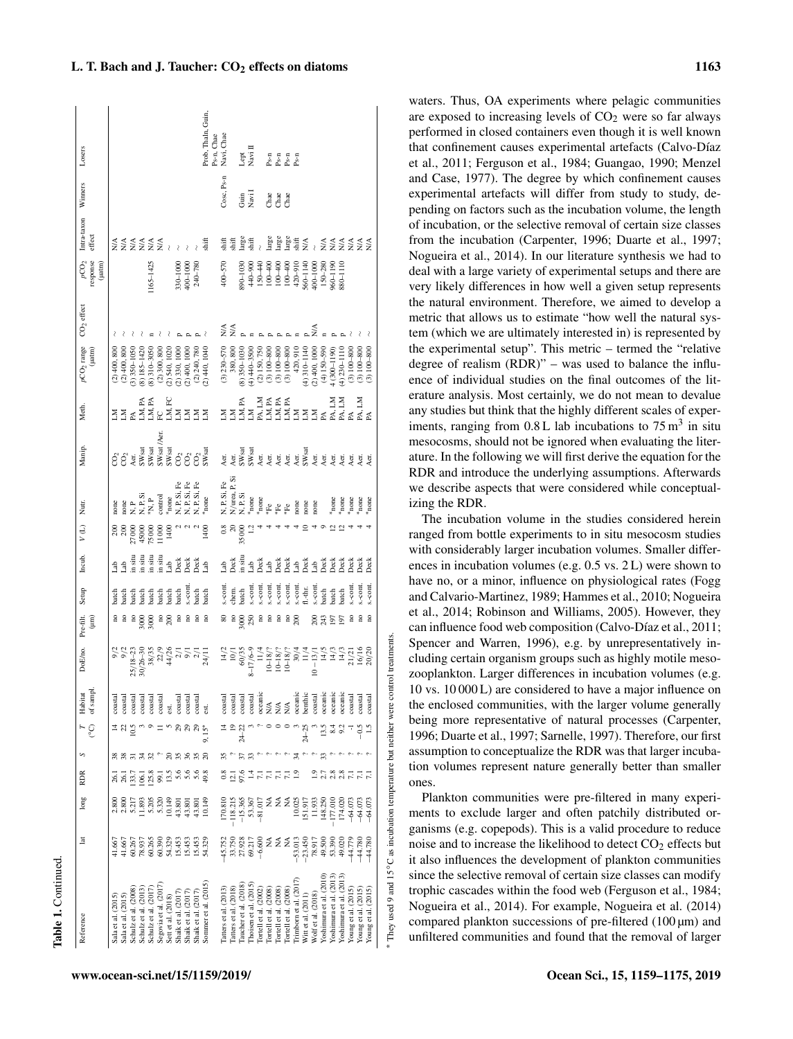**Table 1.** Continued.

| Reference | lat | long | RDR | S | T (°C) | Habitat of sampl. | DoE/no. | Pre-filt. (µm) | Setup | Incub. | V (L) | Nutr. | Manip. | Meth. | $pCO_2$ range (µatm) | $CO_2$ effect | $pCO_2$ response (µatm) | Intra-taxon effect | Winners | Losers |
|---|---|---|---|---|---|---|---|---|---|---|---|---|---|---|---|---|---|---|---|---|
| Sala et al. (2015) | 41.667 | 2.800 | 26.1 | 38 | 14 | coastal | 9/2 | no | batch | Lab | 200 | none | $CO_2$ | LM | (2) 400, 800 | ~ | | N/A | | |
| Sala et al. (2015) | 41.667 | 2.800 | 26.1 | 38 | 22 | coastal | 9/2 | no | batch | Lab | 200 | none | $CO_2$ | LM | (2) 400, 800 | ~ | | N/A | | |
| Schulz et al. (2008) | 60.267 | 5.217 | 133.7 | 31 | 10.5 | coastal | 25/18–23 | no | batch | in situ | 27 000 | N, P | Aer. | PA | (3) 350–1050 | ~ | | N/A | | |
| Schulz et al. (2013) | 78.937 | 11.893 | 106.1 | 34 | 3 | coastal | 30/26–30 | 3000 | batch | in situ | 45 000 | N, P, Si | SWsat | LM, PA | (8) 185–1420 | ~ | | N/A | | |
| Schulz et al. (2017) | 60.265 | 5.205 | 125.8 | 32 | 9 | coastal | 38/35 | 3000 | batch | in situ | 75 000 | *N, P | SWsat | LM, PA | (8) 310–3050 | n | 1165–1425 | N/A | | |
| Segovia et al. (2017) | 60.390 | 5.320 | 99.1 | ? | 11 | coastal | 22/9 | no | batch | in situ | 11 000 | control | SWsat /Aer. | FC | (2) 300, 800 | ~ | | N/A | | |
| Sett et al. (2018) | 54.329 | 10.149 | 13.5 | 20 | 5 | est. | 44/26 | 200 | batch | Lab | 1400 | *none | SWsat | LM, FC | (2) 540, 1020 | ~ | | ~ | | |
| Shaik et al. (2017) | 15.453 | 43.801 | 5.6 | 35 | 29 | coastal | 2/1 | no | batch | Deck | 2 | N, P, Si, Fe | $CO_2$ | LM | (2) 330, 1000 | p | 330–1000 | ~ | | |
| Shaik et al. (2017) | 15.453 | 43.801 | 5.6 | 36 | 29 | coastal | 9/1 | no | s.-cont. | Deck | 2 | N, P, Si, Fe | $CO_2$ | LM | (2) 400, 1000 | p | 400–1000 | ~ | | |
| Shaik et al. (2017) | 15.453 | 43.801 | 5.6 | 35 | 29 | coastal | 2/1 | no | batch | Deck | 2 | N, P, Si, Fe | $CO_2$ | LM | (2) 240, 780 | p | 240–780 | ~ | | |
| Sommer et al. (2015) | 54.329 | 10.149 | 49.8 | 20 | 9, 15* | est. | 24/11 | no | batch | Lab | 1400 | *none | SWsat | LM | (2) 440, 1040 | ~ | | shift | | Prob, Thaln, Guin, Ps-n, Chae |
| Tatters et al. (2013) | −45.752 | 170.810 | 0.8 | 35 | 14 | coastal | 14/2 | 80 | s.-cont. | Lab | 0.8 | N, P, Si, Fe | Aer. | LM | (3) 230–570 | N/A | 400–570 | shift | Cosc, Ps-n | Navi, Chae |
| Tatters et al. (2018) | 33.750 | −118.215 | 12.1 | ? | 19 | coastal | 10/1 | no | chem. | Deck | 20 | N (urea), P, Si | Aer. | LM | 380, 800 | N/A | | shift | | |
| Taucher et al. (2018) | 27.928 | −15.365 | 97.4 | 37 | 24–22 | coastal | 60/35 | 3000 | batch | in situ | 35 000 | N, P, Si | SWsat | LM, PA | (8) 350–1030 | p | 890–1030 | large | Guin | Lept |
| Thoisen et al. (2015) | 69.217 | 53.367 | 1.4 | 33 | 3 | coastal | 8–17/6–9 | 250 | s.-cont. | Lab | 1.2 | *none | SWsat | LM | (4) 440–3500 | p | 440–900 | shift | Navi I | Navi II |
| Tortell et al. (2002) | −6.600 | −81.017 | 7.1 | ? | ? | oceanic | 11/4 | no | s.-cont. | Deck | 4 | *none | Aer. | PA, LM | (2) 150, 750 | n | 150–440 | ~ | | |
| Tortell et al. (2008) | NA | NA | 7.1 | ? | 0 | N/A | 10–18/? | no | s.-cont. | Lab | 4 | *Fe | Aer. | LM, PA | (3) 100–800 | p | 100–400 | large | Chae | Ps-n |
| Tortell et al. (2008) | NA | NA | 7.1 | ? | 0 | N/A | 10–18/? | no | s.-cont. | Deck | 4 | *Fe | Aer. | LM, PA | (3) 100–800 | p | 100–400 | large | Chae | Ps-n |
| Tortell et al. (2008) | NA | NA | 7.1 | ? | 0 | N/A | 10–18/? | no | s.-cont. | Deck | 4 | *Fe | Aer. | LM, PA | (3) 100–800 | p | 100–400 | large | Chae | Ps-n |
| Trimborn et al. (2017) | −53.013 | 10.025 | 1.9 | 34 | 3 | oceanic | 30/4 | 200 | s.-cont. | Lab | 4 | none | Aer. | LM | 420, 910 | n | 420–910 | shift | | Ps-n |
| Witt et al. (2011) | −23.450 | 151.917 | ? | ? | 24–25 | benthic | 11/4 | | fl.-thr. | Deck | 10 | none | SWsat | LM | (4) 310–1140 | p | 560–1140 | N/A | | |
| Wolf et al. (2018) | 78.917 | 11.933 | 1.9 | ? | 3 | coastal | 10 − 13/1 | 200 | s.-cont. | Lab | 4 | none | Aer. | LM | (2) 400, 1000 | N/A | 400–1000 | ~ | | |
| Yoshimura et al. (2010) | 49.500 | 148.250 | 2.7 | 33 | 13.5 | oceanic | 14/5 | 243 | batch | Deck | 9 | | Aer. | PA | (4) 150–590 | n | 150–280 | N/A | | |
| Yoshimura et al. (2013) | 53.390 | −177.010 | 2.8 | ? | 8.4 | oceanic | 14/3 | 197 | batch | Deck | 12 | *none | Aer. | PA, LM | 4 (300–1190) | p | 960–1190 | N/A | | |
| Yoshimura et al. (2013) | 49.020 | 174.020 | 2.8 | ? | 9.2 | oceanic | 14/3 | 197 | batch | Deck | 12 | *none | Aer. | PA, LM | (4) 230–1110 | p | 880–1110 | N/A | | |
| Young et al. (2015) | −44.779 | −64.073 | 7.1 | ? | −1 | coastal | 21/21 | no | s.-cont. | Deck | 4 | *none | Aer. | PA | (3) 100–800 | ~ | | N/A | | |
| Young et al. (2015) | −44.780 | −64.073 | 7.1 | ? | −0.5 | coastal | 16/16 | no | s.-cont. | Deck | 4 | *none | Aer. | PA, LM | (3) 100–800 | ~ | | N/A | | |
| Young et al. (2015) | −44.780 | −64.073 | 7.1 | ? | 1.5 | coastal | 20/20 | no | s.-cont. | Deck | 4 | *none | Aer. | PA | (3) 100–800 | ~ | | N/A | | |

* They used 9 and 15 °C as incubation temperature but neither were control treatments.

waters. Thus, OA experiments where pelagic communities are exposed to increasing levels of $CO_2$ were so far always performed in closed containers even though it is well known that confinement causes experimental artefacts (Calvo-Díaz et al., 2011; Ferguson et al., 1984; Guangao, 1990; Menzel and Case, 1977). The degree by which confinement causes experimental artefacts will differ from study to study, depending on factors such as the incubation volume, the length of incubation, or the selective removal of certain size classes from the incubation (Carpenter, 1996; Duarte et al., 1997; Nogueira et al., 2014). In our literature synthesis we had to deal with a large variety of experimental setups and there are very likely differences in how well a given setup represents the natural environment. Therefore, we aimed to develop a metric that allows us to estimate "how well the natural system (which we are ultimately interested in) is represented by the experimental setup". This metric – termed the "relative degree of realism (RDR)" – was used to balance the influence of individual studies on the final outcomes of the literature analysis. Most certainly, we do not mean to devalue any studies but think that the highly different scales of experiments, ranging from 0.8 L lab incubations to 75 $m^3$ in situ mesocosms, should not be ignored when evaluating the literature. In the following we will first derive the equation for the RDR and introduce the underlying assumptions. Afterwards we describe aspects that were considered while conceptualizing the RDR.

The incubation volume in the studies considered herein ranged from bottle experiments to in situ mesocosm studies with considerably larger incubation volumes. Smaller differences in incubation volumes (e.g. 0.5 vs. 2 L) were shown to have no, or a minor, influence on physiological rates (Fogg and Calvario-Martinez, 1989; Hammes et al., 2010; Nogueira et al., 2014; Robinson and Williams, 2005). However, they can influence food web composition (Calvo-Díaz et al., 2011; Spencer and Warren, 1996), e.g. by unrepresentatively including certain organism groups such as highly motile mesozooplankton. Larger differences in incubation volumes (e.g. 10 vs. 10 000 L) are considered to have a major influence on the enclosed communities, with the larger volume generally being more representative of natural processes (Carpenter, 1996; Duarte et al., 1997; Sarnelle, 1997). Therefore, our first assumption to conceptualize the RDR was that larger incubation volumes represent nature generally better than smaller ones.

Plankton communities were pre-filtered in many experiments to exclude larger and often patchily distributed organisms (e.g. copepods). This is a valid procedure to reduce noise and to increase the likelihood to detect $CO_2$ effects but it also influences the development of plankton communities since the selective removal of certain size classes can modify trophic cascades within the food web (Ferguson et al., 1984; Nogueira et al., 2014). For example, Nogueira et al. (2014) compared plankton successions of pre-filtered (100 µm) and unfiltered communities and found that the removal of larger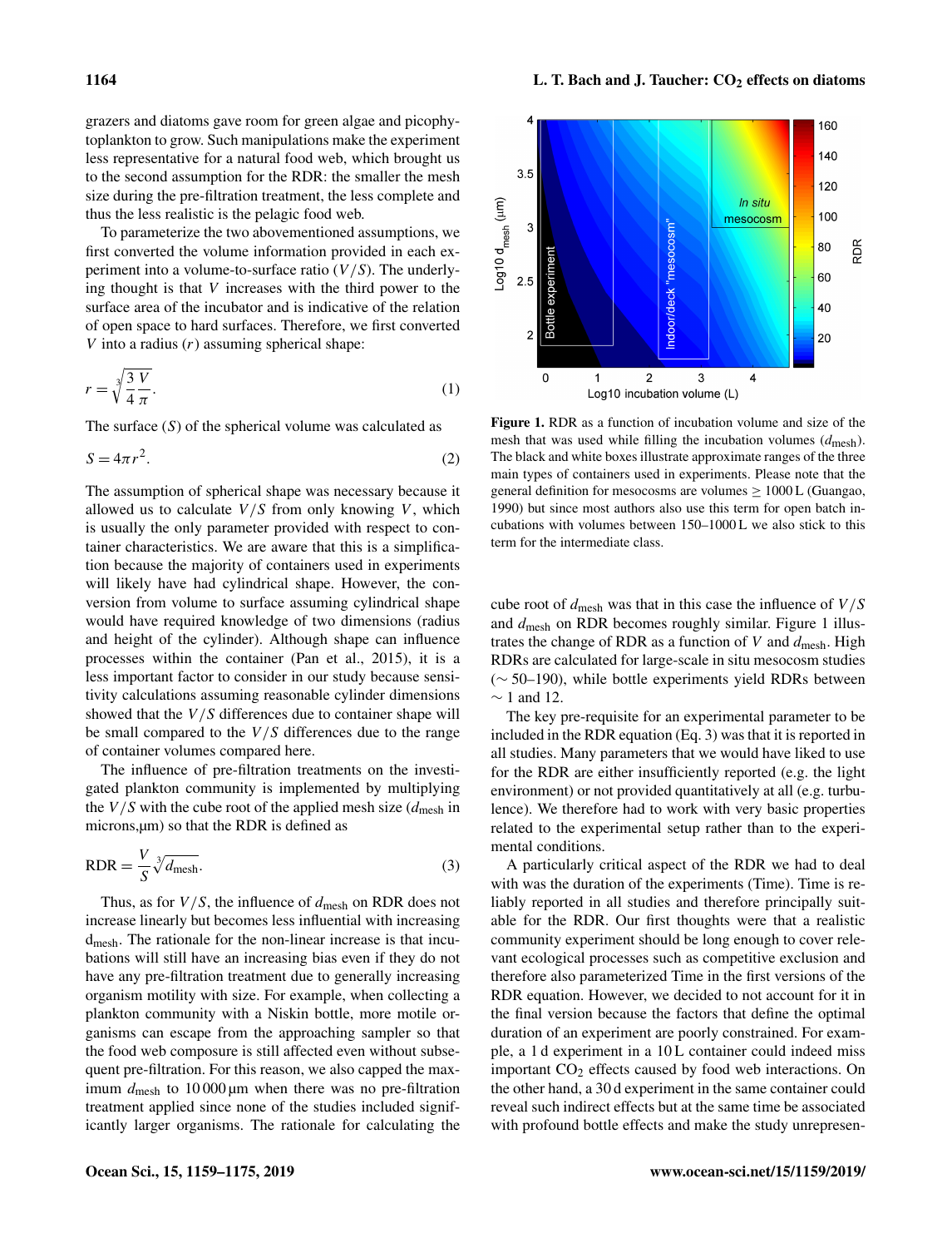grazers and diatoms gave room for green algae and picophytoplankton to grow. Such manipulations make the experiment less representative for a natural food web, which brought us to the second assumption for the RDR: the smaller the mesh size during the pre-filtration treatment, the less complete and thus the less realistic is the pelagic food web.

To parameterize the two abovementioned assumptions, we first converted the volume information provided in each experiment into a volume-to-surface ratio ($V/S$). The underlying thought is that $V$ increases with the third power to the surface area of the incubator and is indicative of the relation of open space to hard surfaces. Therefore, we first converted $V$ into a radius ($r$) assuming spherical shape:

$$r = \sqrt[3]{\frac{3}{4}\frac{V}{\pi}}. \tag{1}$$

The surface ($S$) of the spherical volume was calculated as

$$S = 4\pi r^2. \tag{2}$$

The assumption of spherical shape was necessary because it allowed us to calculate $V/S$ from only knowing $V$, which is usually the only parameter provided with respect to container characteristics. We are aware that this is a simplification because the majority of containers used in experiments will likely have had cylindrical shape. However, the conversion from volume to surface assuming cylindrical shape would have required knowledge of two dimensions (radius and height of the cylinder). Although shape can influence processes within the container (Pan et al., 2015), it is a less important factor to consider in our study because sensitivity calculations assuming reasonable cylinder dimensions showed that the $V/S$ differences due to container shape will be small compared to the $V/S$ differences due to the range of container volumes compared here.

The influence of pre-filtration treatments on the investigated plankton community is implemented by multiplying the $V/S$ with the cube root of the applied mesh size ($d_{\text{mesh}}$ in microns,µm) so that the RDR is defined as

$$\text{RDR} = \frac{V}{S}\sqrt[3]{d_{\text{mesh}}}. \tag{3}$$

Thus, as for $V/S$, the influence of $d_{\text{mesh}}$ on RDR does not increase linearly but becomes less influential with increasing $d_{\text{mesh}}$. The rationale for the non-linear increase is that incubations will still have an increasing bias even if they do not have any pre-filtration treatment due to generally increasing organism motility with size. For example, when collecting a plankton community with a Niskin bottle, more motile organisms can escape from the approaching sampler so that the food web composure is still affected even without subsequent pre-filtration. For this reason, we also capped the maximum $d_{\text{mesh}}$ to 10 000 µm when there was no pre-filtration treatment applied since none of the studies included significantly larger organisms. The rationale for calculating the cube root of $d_{\text{mesh}}$ was that in this case the influence of $V/S$ and $d_{\text{mesh}}$ on RDR becomes roughly similar. Figure 1 illustrates the change of RDR as a function of $V$ and $d_{\text{mesh}}$. High RDRs are calculated for large-scale in situ mesocosm studies (∼ 50–190), while bottle experiments yield RDRs between ∼ 1 and 12.

**Figure 1.** RDR as a function of incubation volume and size of the mesh that was used while filling the incubation volumes ($d_{\text{mesh}}$). The black and white boxes illustrate approximate ranges of the three main types of containers used in experiments. Please note that the general definition for mesocosms are volumes ≥ 1000 L (Guangao, 1990) but since most authors also use this term for open batch incubations with volumes between 150–1000 L we also stick to this term for the intermediate class.

The key pre-requisite for an experimental parameter to be included in the RDR equation (Eq. 3) was that it is reported in all studies. Many parameters that we would have liked to use for the RDR are either insufficiently reported (e.g. the light environment) or not provided quantitatively at all (e.g. turbulence). We therefore had to work with very basic properties related to the experimental setup rather than to the experimental conditions.

A particularly critical aspect of the RDR we had to deal with was the duration of the experiments (Time). Time is reliably reported in all studies and therefore principally suitable for the RDR. Our first thoughts were that a realistic community experiment should be long enough to cover relevant ecological processes such as competitive exclusion and therefore also parameterized Time in the first versions of the RDR equation. However, we decided to not account for it in the final version because the factors that define the optimal duration of an experiment are poorly constrained. For example, a 1 d experiment in a 10 L container could indeed miss important $CO_2$ effects caused by food web interactions. On the other hand, a 30 d experiment in the same container could reveal such indirect effects but at the same time be associated with profound bottle effects and make the study unrepresen-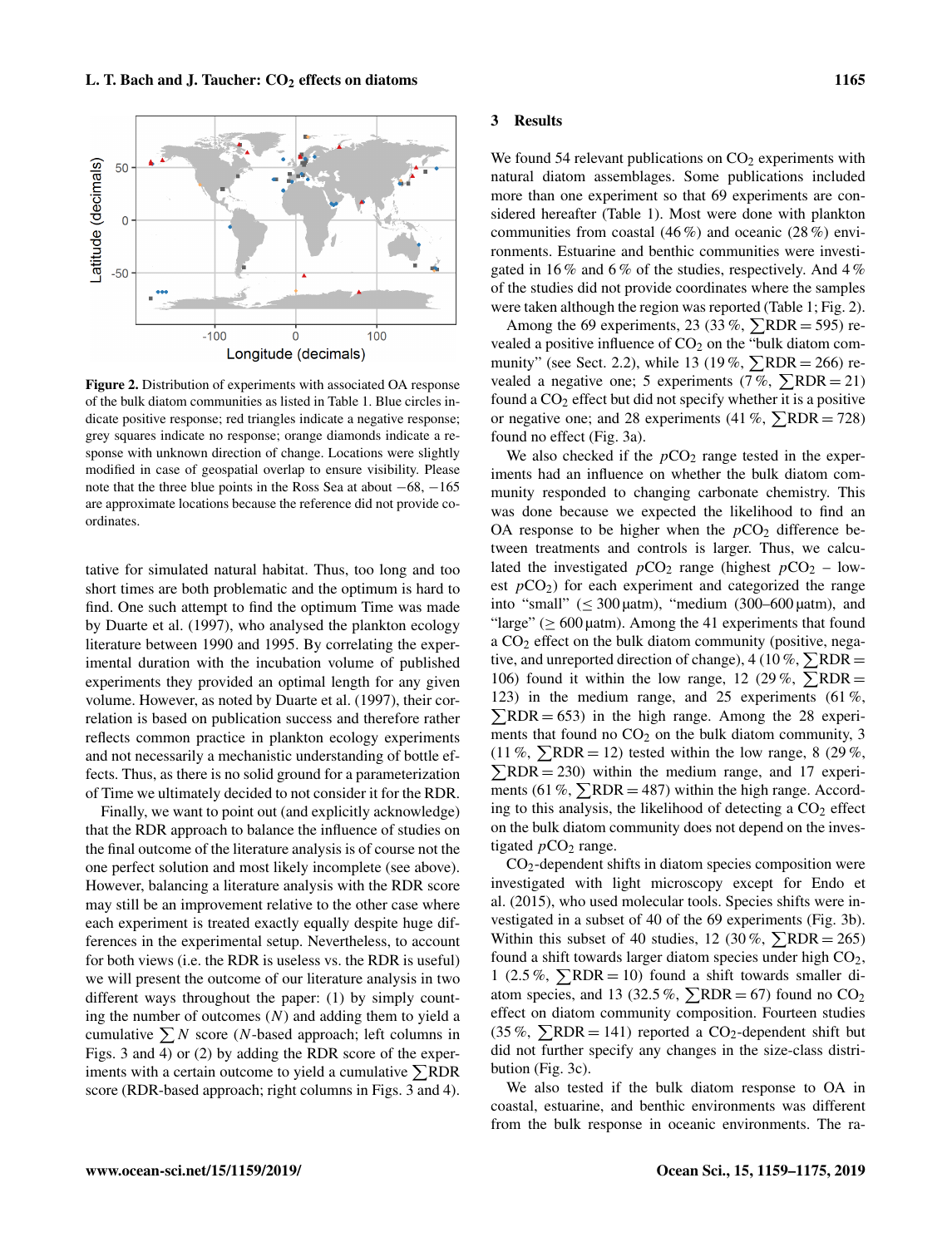Figure 2. Distribution of experiments with associated OA response of the bulk diatom communities as listed in Table 1. Blue circles indicate positive response; red triangles indicate a negative response; grey squares indicate no response; orange diamonds indicate a response with unknown direction of change. Locations were slightly modified in case of geospatial overlap to ensure visibility. Please note that the three blue points in the Ross Sea at about −68, −165 are approximate locations because the reference did not provide coordinates.

tative for simulated natural habitat. Thus, too long and too short times are both problematic and the optimum is hard to find. One such attempt to find the optimum Time was made by Duarte et al. (1997), who analysed the plankton ecology literature between 1990 and 1995. By correlating the experimental duration with the incubation volume of published experiments they provided an optimal length for any given volume. However, as noted by Duarte et al. (1997), their correlation is based on publication success and therefore rather reflects common practice in plankton ecology experiments and not necessarily a mechanistic understanding of bottle effects. Thus, as there is no solid ground for a parameterization of Time we ultimately decided to not consider it for the RDR.

Finally, we want to point out (and explicitly acknowledge) that the RDR approach to balance the influence of studies on the final outcome of the literature analysis is of course not the one perfect solution and most likely incomplete (see above). However, balancing a literature analysis with the RDR score may still be an improvement relative to the other case where each experiment is treated exactly equally despite huge differences in the experimental setup. Nevertheless, to account for both views (i.e. the RDR is useless vs. the RDR is useful) we will present the outcome of our literature analysis in two different ways throughout the paper: (1) by simply counting the number of outcomes ($N$) and adding them to yield a cumulative $\sum N$ score ($N$-based approach; left columns in Figs. 3 and 4) or (2) by adding the RDR score of the experiments with a certain outcome to yield a cumulative $\sum$RDR score (RDR-based approach; right columns in Figs. 3 and 4).

## 3 Results

We found 54 relevant publications on $CO_2$ experiments with natural diatom assemblages. Some publications included more than one experiment so that 69 experiments are considered hereafter (Table 1). Most were done with plankton communities from coastal (46 %) and oceanic (28 %) environments. Estuarine and benthic communities were investigated in 16 % and 6 % of the studies, respectively. And 4 % of the studies did not provide coordinates where the samples were taken although the region was reported (Table 1; Fig. 2).

Among the 69 experiments, 23 (33 %, $\sum$RDR = 595) revealed a positive influence of $CO_2$ on the "bulk diatom community" (see Sect. 2.2), while 13 (19 %, $\sum$RDR = 266) revealed a negative one; 5 experiments (7 %, $\sum$RDR = 21) found a $CO_2$ effect but did not specify whether it is a positive or negative one; and 28 experiments (41 %, $\sum$RDR = 728) found no effect (Fig. 3a).

We also checked if the $pCO_2$ range tested in the experiments had an influence on whether the bulk diatom community responded to changing carbonate chemistry. This was done because we expected the likelihood to find an OA response to be higher when the $pCO_2$ difference between treatments and controls is larger. Thus, we calculated the investigated $pCO_2$ range (highest $pCO_2$ – lowest $pCO_2$) for each experiment and categorized the range into "small" ($\leq$ 300 µatm), "medium (300–600 µatm), and "large" ($\geq$ 600 µatm). Among the 41 experiments that found a $CO_2$ effect on the bulk diatom community (positive, negative, and unreported direction of change), 4 (10 %, $\sum$RDR = 106) found it within the low range, 12 (29 %, $\sum$RDR = 123) in the medium range, and 25 experiments (61 %, $\sum$RDR = 653) in the high range. Among the 28 experiments that found no $CO_2$ on the bulk diatom community, 3 (11 %, $\sum$RDR = 12) tested within the low range, 8 (29 %, $\sum$RDR = 230) within the medium range, and 17 experiments (61 %, $\sum$RDR = 487) within the high range. According to this analysis, the likelihood of detecting a $CO_2$ effect on the bulk diatom community does not depend on the investigated $pCO_2$ range.

$CO_2$-dependent shifts in diatom species composition were investigated with light microscopy except for Endo et al. (2015), who used molecular tools. Species shifts were investigated in a subset of 40 of the 69 experiments (Fig. 3b). Within this subset of 40 studies, 12 (30 %, $\sum$RDR = 265) found a shift towards larger diatom species under high $CO_2$, 1 (2.5 %, $\sum$RDR = 10) found a shift towards smaller diatom species, and 13 (32.5 %, $\sum$RDR = 67) found no $CO_2$ effect on diatom community composition. Fourteen studies (35 %, $\sum$RDR = 141) reported a $CO_2$-dependent shift but did not further specify any changes in the size-class distribution (Fig. 3c).

We also tested if the bulk diatom response to OA in coastal, estuarine, and benthic environments was different from the bulk response in oceanic environments. The ra-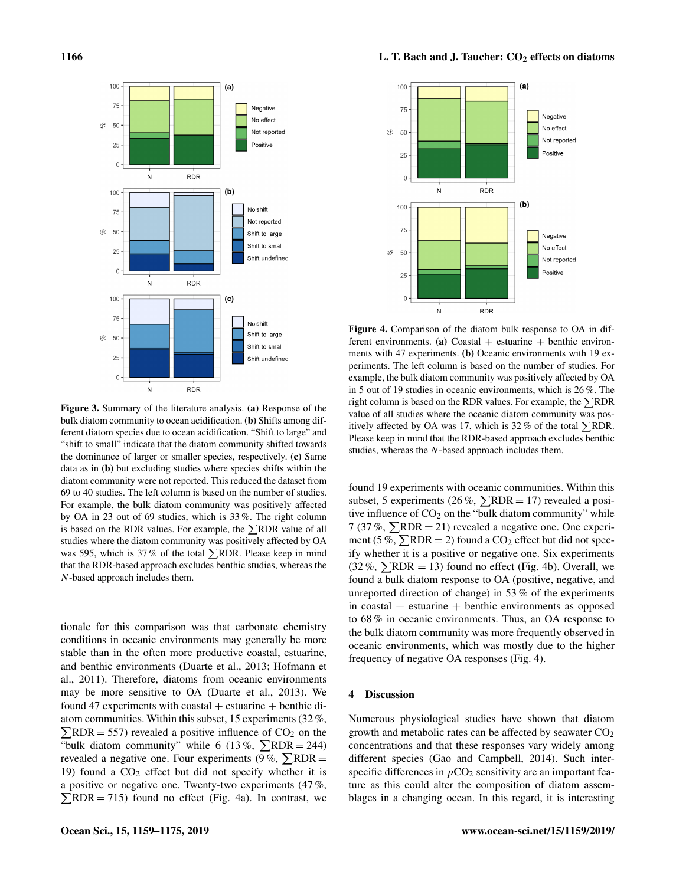**Figure 3.** Summary of the literature analysis. **(a)** Response of the bulk diatom community to ocean acidification. **(b)** Shifts among different diatom species due to ocean acidification. "Shift to large" and "shift to small" indicate that the diatom community shifted towards the dominance of larger or smaller species, respectively. **(c)** Same data as in **(b)** but excluding studies where species shifts within the diatom community were not reported. This reduced the dataset from 69 to 40 studies. The left column is based on the number of studies. For example, the bulk diatom community was positively affected by OA in 23 out of 69 studies, which is 33 %. The right column is based on the RDR values. For example, the $\sum$RDR value of all studies where the diatom community was positively affected by OA was 595, which is 37 % of the total $\sum$RDR. Please keep in mind that the RDR-based approach excludes benthic studies, whereas the $N$-based approach includes them.

tionale for this comparison was that carbonate chemistry conditions in oceanic environments may generally be more stable than in the often more productive coastal, estuarine, and benthic environments (Duarte et al., 2013; Hofmann et al., 2011). Therefore, diatoms from oceanic environments may be more sensitive to OA (Duarte et al., 2013). We found 47 experiments with coastal + estuarine + benthic diatom communities. Within this subset, 15 experiments (32 %, $\sum$RDR = 557) revealed a positive influence of $CO_2$ on the "bulk diatom community" while 6 (13 %, $\sum$RDR = 244) revealed a negative one. Four experiments (9 %, $\sum$RDR = 19) found a $CO_2$ effect but did not specify whether it is a positive or negative one. Twenty-two experiments (47 %, $\sum$RDR = 715) found no effect (Fig. 4a). In contrast, we found 19 experiments with oceanic communities. Within this subset, 5 experiments (26 %, $\sum$RDR = 17) revealed a positive influence of $CO_2$ on the "bulk diatom community" while 7 (37 %, $\sum$RDR = 21) revealed a negative one. One experiment (5 %, $\sum$RDR = 2) found a $CO_2$ effect but did not specify whether it is a positive or negative one. Six experiments (32 %, $\sum$RDR = 13) found no effect (Fig. 4b). Overall, we found a bulk diatom response to OA (positive, negative, and unreported direction of change) in 53 % of the experiments in coastal + estuarine + benthic environments as opposed to 68 % in oceanic environments. Thus, an OA response to the bulk diatom community was more frequently observed in oceanic environments, which was mostly due to the higher frequency of negative OA responses (Fig. 4).

**Figure 4.** Comparison of the diatom bulk response to OA in different environments. **(a)** Coastal + estuarine + benthic environments with 47 experiments. **(b)** Oceanic environments with 19 experiments. The left column is based on the number of studies. For example, the bulk diatom community was positively affected by OA in 5 out of 19 studies in oceanic environments, which is 26 %. The right column is based on the RDR values. For example, the $\sum$RDR value of all studies where the oceanic diatom community was positively affected by OA was 17, which is 32 % of the total $\sum$RDR. Please keep in mind that the RDR-based approach excludes benthic studies, whereas the $N$-based approach includes them.

## 4 Discussion

Numerous physiological studies have shown that diatom growth and metabolic rates can be affected by seawater $CO_2$ concentrations and that these responses vary widely among different species (Gao and Campbell, 2014). Such interspecific differences in $p$$CO_2$ sensitivity are an important feature as this could alter the composition of diatom assemblages in a changing ocean. In this regard, it is interesting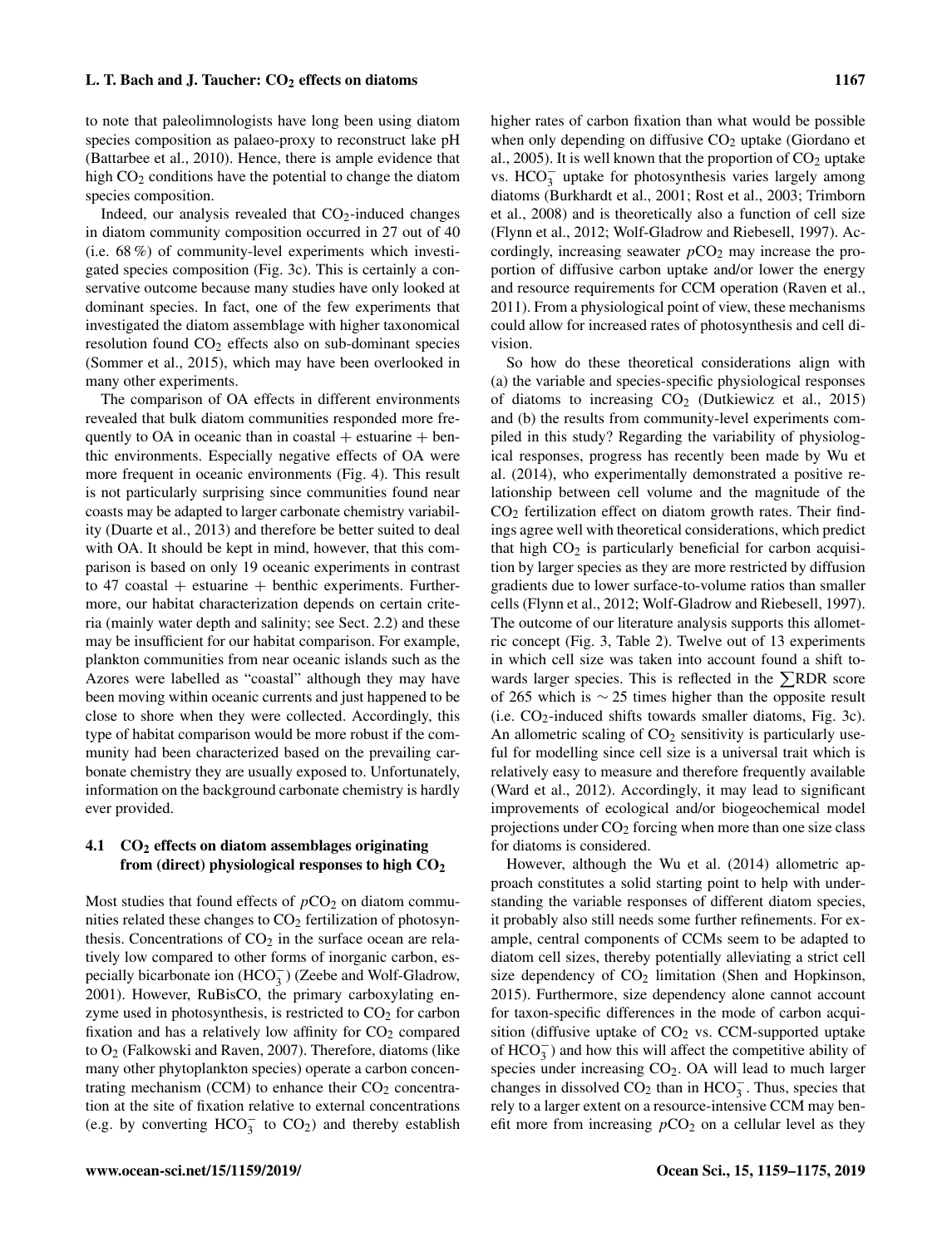to note that paleolimnologists have long been using diatom species composition as palaeo-proxy to reconstruct lake pH (Battarbee et al., 2010). Hence, there is ample evidence that high $CO_2$ conditions have the potential to change the diatom species composition.

Indeed, our analysis revealed that $CO_2$-induced changes in diatom community composition occurred in 27 out of 40 (i.e. 68 %) of community-level experiments which investigated species composition (Fig. 3c). This is certainly a conservative outcome because many studies have only looked at dominant species. In fact, one of the few experiments that investigated the diatom assemblage with higher taxonomical resolution found $CO_2$ effects also on sub-dominant species (Sommer et al., 2015), which may have been overlooked in many other experiments.

The comparison of OA effects in different environments revealed that bulk diatom communities responded more frequently to OA in oceanic than in coastal + estuarine + benthic environments. Especially negative effects of OA were more frequent in oceanic environments (Fig. 4). This result is not particularly surprising since communities found near coasts may be adapted to larger carbonate chemistry variability (Duarte et al., 2013) and therefore be better suited to deal with OA. It should be kept in mind, however, that this comparison is based on only 19 oceanic experiments in contrast to 47 coastal + estuarine + benthic experiments. Furthermore, our habitat characterization depends on certain criteria (mainly water depth and salinity; see Sect. 2.2) and these may be insufficient for our habitat comparison. For example, plankton communities from near oceanic islands such as the Azores were labelled as "coastal" although they may have been moving within oceanic currents and just happened to be close to shore when they were collected. Accordingly, this type of habitat comparison would be more robust if the community had been characterized based on the prevailing carbonate chemistry they are usually exposed to. Unfortunately, information on the background carbonate chemistry is hardly ever provided.

### 4.1 $CO_2$ effects on diatom assemblages originating from (direct) physiological responses to high $CO_2$

Most studies that found effects of $pCO_2$ on diatom communities related these changes to $CO_2$ fertilization of photosynthesis. Concentrations of $CO_2$ in the surface ocean are relatively low compared to other forms of inorganic carbon, especially bicarbonate ion ($HCO_3^-$) (Zeebe and Wolf-Gladrow, 2001). However, RuBisCO, the primary carboxylating enzyme used in photosynthesis, is restricted to $CO_2$ for carbon fixation and has a relatively low affinity for $CO_2$ compared to $O_2$ (Falkowski and Raven, 2007). Therefore, diatoms (like many other phytoplankton species) operate a carbon concentrating mechanism (CCM) to enhance their $CO_2$ concentration at the site of fixation relative to external concentrations (e.g. by converting $HCO_3^-$ to $CO_2$) and thereby establish higher rates of carbon fixation than what would be possible when only depending on diffusive $CO_2$ uptake (Giordano et al., 2005). It is well known that the proportion of $CO_2$ uptake vs. $HCO_3^-$ uptake for photosynthesis varies largely among diatoms (Burkhardt et al., 2001; Rost et al., 2003; Trimborn et al., 2008) and is theoretically also a function of cell size (Flynn et al., 2012; Wolf-Gladrow and Riebesell, 1997). Accordingly, increasing seawater $pCO_2$ may increase the proportion of diffusive carbon uptake and/or lower the energy and resource requirements for CCM operation (Raven et al., 2011). From a physiological point of view, these mechanisms could allow for increased rates of photosynthesis and cell division.

So how do these theoretical considerations align with (a) the variable and species-specific physiological responses of diatoms to increasing $CO_2$ (Dutkiewicz et al., 2015) and (b) the results from community-level experiments compiled in this study? Regarding the variability of physiological responses, progress has recently been made by Wu et al. (2014), who experimentally demonstrated a positive relationship between cell volume and the magnitude of the $CO_2$ fertilization effect on diatom growth rates. Their findings agree well with theoretical considerations, which predict that high $CO_2$ is particularly beneficial for carbon acquisition by larger species as they are more restricted by diffusion gradients due to lower surface-to-volume ratios than smaller cells (Flynn et al., 2012; Wolf-Gladrow and Riebesell, 1997). The outcome of our literature analysis supports this allometric concept (Fig. 3, Table 2). Twelve out of 13 experiments in which cell size was taken into account found a shift towards larger species. This is reflected in the $\sum$RDR score of 265 which is $\sim 25$ times higher than the opposite result (i.e. $CO_2$-induced shifts towards smaller diatoms, Fig. 3c). An allometric scaling of $CO_2$ sensitivity is particularly useful for modelling since cell size is a universal trait which is relatively easy to measure and therefore frequently available (Ward et al., 2012). Accordingly, it may lead to significant improvements of ecological and/or biogeochemical model projections under $CO_2$ forcing when more than one size class for diatoms is considered.

However, although the Wu et al. (2014) allometric approach constitutes a solid starting point to help with understanding the variable responses of different diatom species, it probably also still needs some further refinements. For example, central components of CCMs seem to be adapted to diatom cell sizes, thereby potentially alleviating a strict cell size dependency of $CO_2$ limitation (Shen and Hopkinson, 2015). Furthermore, size dependency alone cannot account for taxon-specific differences in the mode of carbon acquisition (diffusive uptake of $CO_2$ vs. CCM-supported uptake of $HCO_3^-$) and how this will affect the competitive ability of species under increasing $CO_2$. OA will lead to much larger changes in dissolved $CO_2$ than in $HCO_3^-$. Thus, species that rely to a larger extent on a resource-intensive CCM may benefit more from increasing $pCO_2$ on a cellular level as they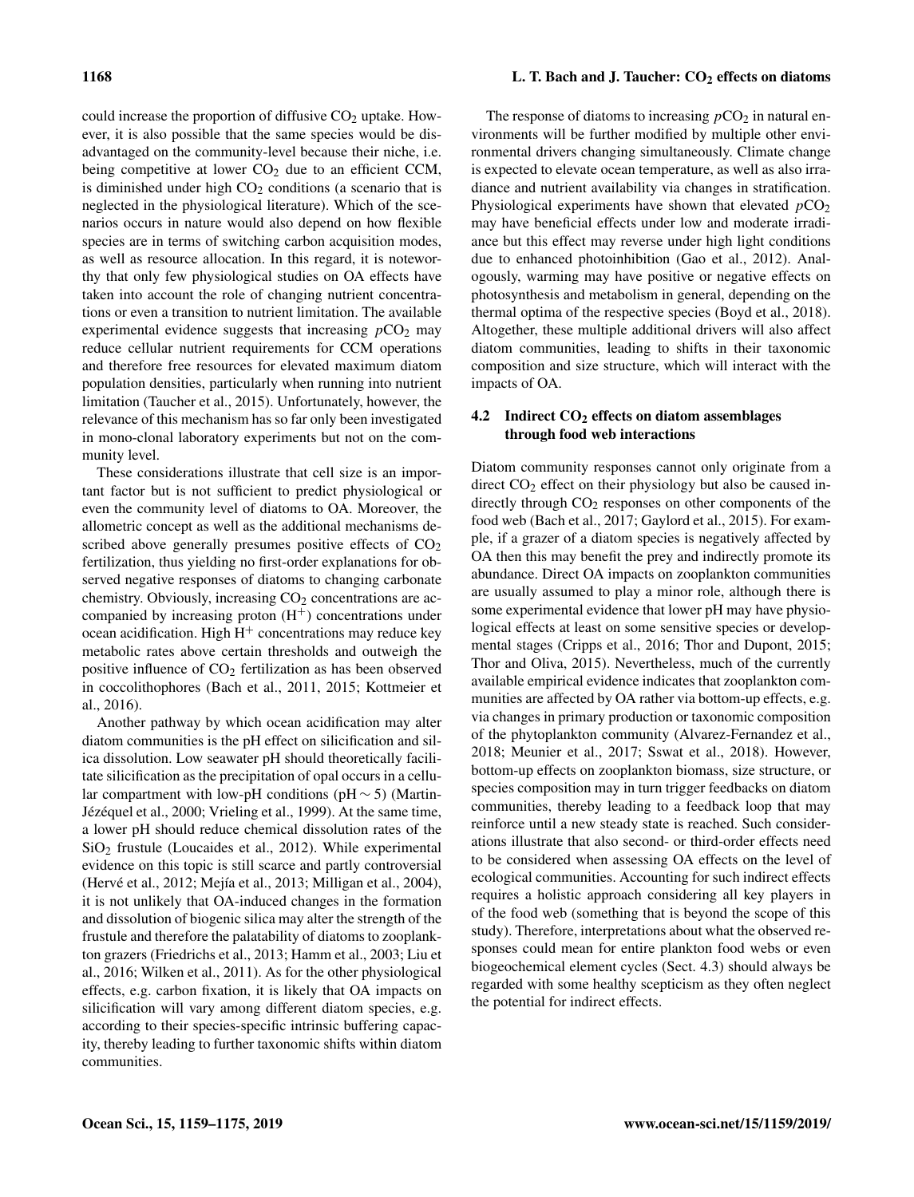could increase the proportion of diffusive $CO_2$ uptake. However, it is also possible that the same species would be disadvantaged on the community-level because their niche, i.e. being competitive at lower $CO_2$ due to an efficient CCM, is diminished under high $CO_2$ conditions (a scenario that is neglected in the physiological literature). Which of the scenarios occurs in nature would also depend on how flexible species are in terms of switching carbon acquisition modes, as well as resource allocation. In this regard, it is noteworthy that only few physiological studies on OA effects have taken into account the role of changing nutrient concentrations or even a transition to nutrient limitation. The available experimental evidence suggests that increasing $pCO_2$ may reduce cellular nutrient requirements for CCM operations and therefore free resources for elevated maximum diatom population densities, particularly when running into nutrient limitation (Taucher et al., 2015). Unfortunately, however, the relevance of this mechanism has so far only been investigated in mono-clonal laboratory experiments but not on the community level.

These considerations illustrate that cell size is an important factor but is not sufficient to predict physiological or even the community level of diatoms to OA. Moreover, the allometric concept as well as the additional mechanisms described above generally presumes positive effects of $CO_2$ fertilization, thus yielding no first-order explanations for observed negative responses of diatoms to changing carbonate chemistry. Obviously, increasing $CO_2$ concentrations are accompanied by increasing proton ($H^+$) concentrations under ocean acidification. High $H^+$ concentrations may reduce key metabolic rates above certain thresholds and outweigh the positive influence of $CO_2$ fertilization as has been observed in coccolithophores (Bach et al., 2011, 2015; Kottmeier et al., 2016).

Another pathway by which ocean acidification may alter diatom communities is the pH effect on silicification and silica dissolution. Low seawater pH should theoretically facilitate silicification as the precipitation of opal occurs in a cellular compartment with low-pH conditions (pH $\sim 5$) (Martin-Jézéquel et al., 2000; Vrieling et al., 1999). At the same time, a lower pH should reduce chemical dissolution rates of the $SiO_2$ frustule (Loucaides et al., 2012). While experimental evidence on this topic is still scarce and partly controversial (Hervé et al., 2012; Mejía et al., 2013; Milligan et al., 2004), it is not unlikely that OA-induced changes in the formation and dissolution of biogenic silica may alter the strength of the frustule and therefore the palatability of diatoms to zooplankton grazers (Friedrichs et al., 2013; Hamm et al., 2003; Liu et al., 2016; Wilken et al., 2011). As for the other physiological effects, e.g. carbon fixation, it is likely that OA impacts on silicification will vary among different diatom species, e.g. according to their species-specific intrinsic buffering capacity, thereby leading to further taxonomic shifts within diatom communities.

The response of diatoms to increasing $pCO_2$ in natural environments will be further modified by multiple other environmental drivers changing simultaneously. Climate change is expected to elevate ocean temperature, as well as also irradiance and nutrient availability via changes in stratification. Physiological experiments have shown that elevated $pCO_2$ may have beneficial effects under low and moderate irradiance but this effect may reverse under high light conditions due to enhanced photoinhibition (Gao et al., 2012). Analogously, warming may have positive or negative effects on photosynthesis and metabolism in general, depending on the thermal optima of the respective species (Boyd et al., 2018). Altogether, these multiple additional drivers will also affect diatom communities, leading to shifts in their taxonomic composition and size structure, which will interact with the impacts of OA.

### 4.2 Indirect $CO_2$ effects on diatom assemblages through food web interactions

Diatom community responses cannot only originate from a direct $CO_2$ effect on their physiology but also be caused indirectly through $CO_2$ responses on other components of the food web (Bach et al., 2017; Gaylord et al., 2015). For example, if a grazer of a diatom species is negatively affected by OA then this may benefit the prey and indirectly promote its abundance. Direct OA impacts on zooplankton communities are usually assumed to play a minor role, although there is some experimental evidence that lower pH may have physiological effects at least on some sensitive species or developmental stages (Cripps et al., 2016; Thor and Dupont, 2015; Thor and Oliva, 2015). Nevertheless, much of the currently available empirical evidence indicates that zooplankton communities are affected by OA rather via bottom-up effects, e.g. via changes in primary production or taxonomic composition of the phytoplankton community (Alvarez-Fernandez et al., 2018; Meunier et al., 2017; Sswat et al., 2018). However, bottom-up effects on zooplankton biomass, size structure, or species composition may in turn trigger feedbacks on diatom communities, thereby leading to a feedback loop that may reinforce until a new steady state is reached. Such considerations illustrate that also second- or third-order effects need to be considered when assessing OA effects on the level of ecological communities. Accounting for such indirect effects requires a holistic approach considering all key players in of the food web (something that is beyond the scope of this study). Therefore, interpretations about what the observed responses could mean for entire plankton food webs or even biogeochemical element cycles (Sect. 4.3) should always be regarded with some healthy scepticism as they often neglect the potential for indirect effects.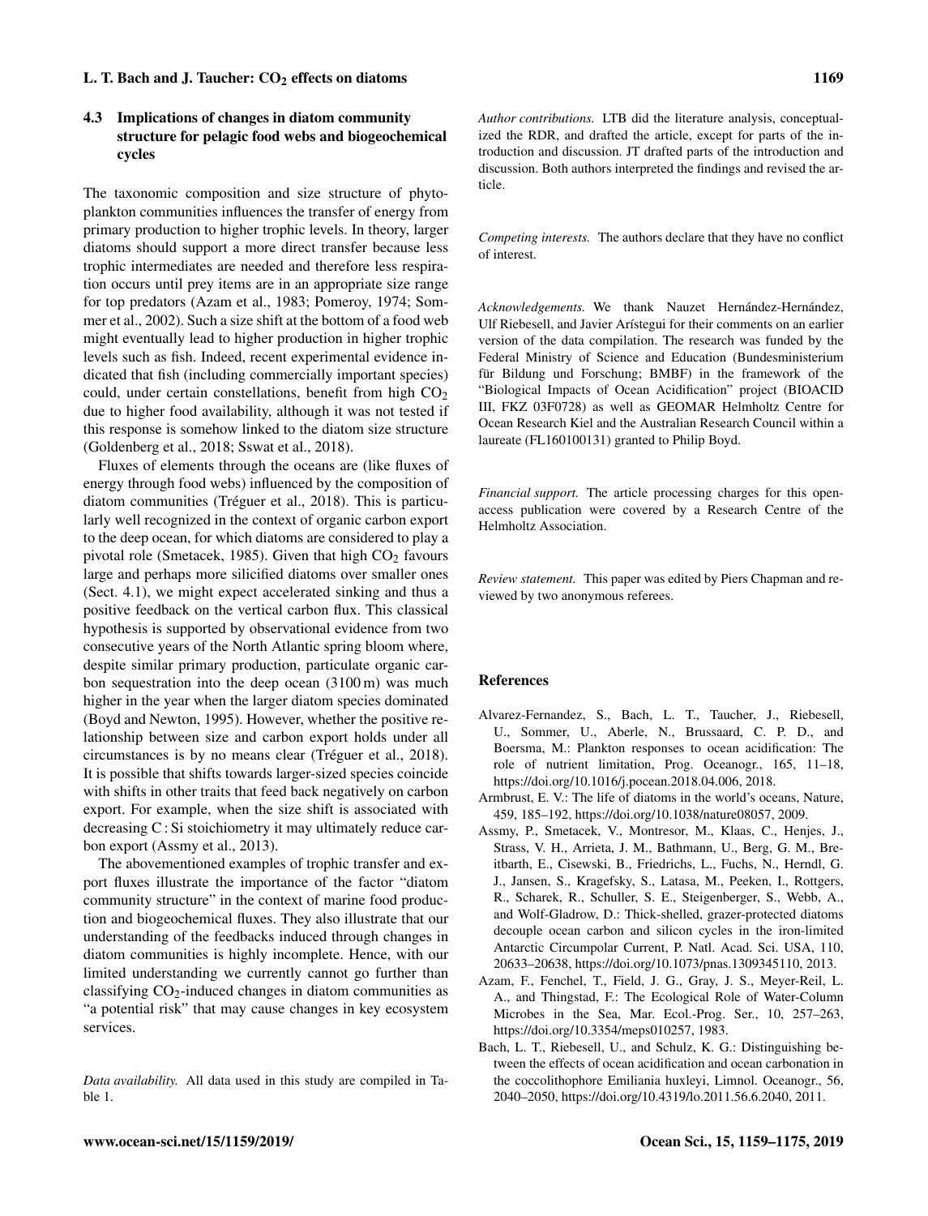### 4.3 Implications of changes in diatom community structure for pelagic food webs and biogeochemical cycles

The taxonomic composition and size structure of phytoplankton communities influences the transfer of energy from primary production to higher trophic levels. In theory, larger diatoms should support a more direct transfer because less trophic intermediates are needed and therefore less respiration occurs until prey items are in an appropriate size range for top predators (Azam et al., 1983; Pomeroy, 1974; Sommer et al., 2002). Such a size shift at the bottom of a food web might eventually lead to higher production in higher trophic levels such as fish. Indeed, recent experimental evidence indicated that fish (including commercially important species) could, under certain constellations, benefit from high $CO_2$ due to higher food availability, although it was not tested if this response is somehow linked to the diatom size structure (Goldenberg et al., 2018; Sswat et al., 2018).

Fluxes of elements through the oceans are (like fluxes of energy through food webs) influenced by the composition of diatom communities (Tréguer et al., 2018). This is particularly well recognized in the context of organic carbon export to the deep ocean, for which diatoms are considered to play a pivotal role (Smetacek, 1985). Given that high $CO_2$ favours large and perhaps more silicified diatoms over smaller ones (Sect. 4.1), we might expect accelerated sinking and thus a positive feedback on the vertical carbon flux. This classical hypothesis is supported by observational evidence from two consecutive years of the North Atlantic spring bloom where, despite similar primary production, particulate organic carbon sequestration into the deep ocean (3100 m) was much higher in the year when the larger diatom species dominated (Boyd and Newton, 1995). However, whether the positive relationship between size and carbon export holds under all circumstances is by no means clear (Tréguer et al., 2018). It is possible that shifts towards larger-sized species coincide with shifts in other traits that feed back negatively on carbon export. For example, when the size shift is associated with decreasing C : Si stoichiometry it may ultimately reduce carbon export (Assmy et al., 2013).

The abovementioned examples of trophic transfer and export fluxes illustrate the importance of the factor "diatom community structure" in the context of marine food production and biogeochemical fluxes. They also illustrate that our understanding of the feedbacks induced through changes in diatom communities is highly incomplete. Hence, with our limited understanding we currently cannot go further than classifying $CO_2$-induced changes in diatom communities as "a potential risk" that may cause changes in key ecosystem services.

*Data availability.* All data used in this study are compiled in Table 1.

*Author contributions.* LTB did the literature analysis, conceptualized the RDR, and drafted the article, except for parts of the introduction and discussion. JT drafted parts of the introduction and discussion. Both authors interpreted the findings and revised the article.

*Competing interests.* The authors declare that they have no conflict of interest.

*Acknowledgements.* We thank Nauzet Hernández-Hernández, Ulf Riebesell, and Javier Arístegui for their comments on an earlier version of the data compilation. The research was funded by the Federal Ministry of Science and Education (Bundesministerium für Bildung und Forschung; BMBF) in the framework of the "Biological Impacts of Ocean Acidification" project (BIOACID III, FKZ 03F0728) as well as GEOMAR Helmholtz Centre for Ocean Research Kiel and the Australian Research Council within a laureate (FL160100131) granted to Philip Boyd.

*Financial support.* The article processing charges for this open-access publication were covered by a Research Centre of the Helmholtz Association.

*Review statement.* This paper was edited by Piers Chapman and reviewed by two anonymous referees.

## References

Alvarez-Fernandez, S., Bach, L. T., Taucher, J., Riebesell, U., Sommer, U., Aberle, N., Brussaard, C. P. D., and Boersma, M.: Plankton responses to ocean acidification: The role of nutrient limitation, Prog. Oceanogr., 165, 11–18, https://doi.org/10.1016/j.pocean.2018.04.006, 2018.

Armbrust, E. V.: The life of diatoms in the world's oceans, Nature, 459, 185–192, https://doi.org/10.1038/nature08057, 2009.

Assmy, P., Smetacek, V., Montresor, M., Klaas, C., Henjes, J., Strass, V. H., Arrieta, J. M., Bathmann, U., Berg, G. M., Breitbarth, E., Cisewski, B., Friedrichs, L., Fuchs, N., Herndl, G. J., Jansen, S., Kragefsky, S., Latasa, M., Peeken, I., Rottgers, R., Scharek, R., Schuller, S. E., Steigenberger, S., Webb, A., and Wolf-Gladrow, D.: Thick-shelled, grazer-protected diatoms decouple ocean carbon and silicon cycles in the iron-limited Antarctic Circumpolar Current, P. Natl. Acad. Sci. USA, 110, 20633–20638, https://doi.org/10.1073/pnas.1309345110, 2013.

Azam, F., Fenchel, T., Field, J. G., Gray, J. S., Meyer-Reil, L. A., and Thingstad, F.: The Ecological Role of Water-Column Microbes in the Sea, Mar. Ecol.-Prog. Ser., 10, 257–263, https://doi.org/10.3354/meps010257, 1983.

Bach, L. T., Riebesell, U., and Schulz, K. G.: Distinguishing between the effects of ocean acidification and ocean carbonation in the coccolithophore Emiliania huxleyi, Limnol. Oceanogr., 56, 2040–2050, https://doi.org/10.4319/lo.2011.56.6.2040, 2011.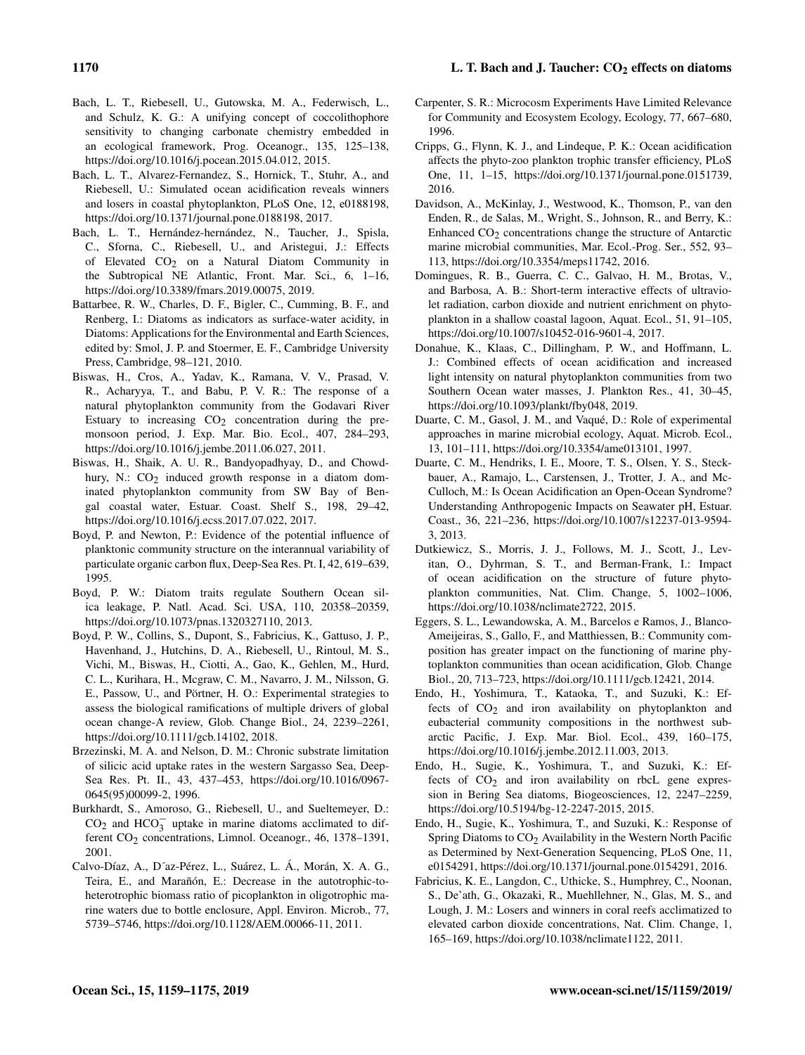Bach, L. T., Riebesell, U., Gutowska, M. A., Federwisch, L., and Schulz, K. G.: A unifying concept of coccolithophore sensitivity to changing carbonate chemistry embedded in an ecological framework, Prog. Oceanogr., 135, 125–138, https://doi.org/10.1016/j.pocean.2015.04.012, 2015.

Bach, L. T., Alvarez-Fernandez, S., Hornick, T., Stuhr, A., and Riebesell, U.: Simulated ocean acidification reveals winners and losers in coastal phytoplankton, PLoS One, 12, e0188198, https://doi.org/10.1371/journal.pone.0188198, 2017.

Bach, L. T., Hernández-hernández, N., Taucher, J., Spisla, C., Sforna, C., Riebesell, U., and Aristegui, J.: Effects of Elevated $CO_2$ on a Natural Diatom Community in the Subtropical NE Atlantic, Front. Mar. Sci., 6, 1–16, https://doi.org/10.3389/fmars.2019.00075, 2019.

Battarbee, R. W., Charles, D. F., Bigler, C., Cumming, B. F., and Renberg, I.: Diatoms as indicators as surface-water acidity, in Diatoms: Applications for the Environmental and Earth Sciences, edited by: Smol, J. P. and Stoermer, E. F., Cambridge University Press, Cambridge, 98–121, 2010.

Biswas, H., Cros, A., Yadav, K., Ramana, V. V., Prasad, V. R., Acharyya, T., and Babu, P. V. R.: The response of a natural phytoplankton community from the Godavari River Estuary to increasing $CO_2$ concentration during the pre-monsoon period, J. Exp. Mar. Bio. Ecol., 407, 284–293, https://doi.org/10.1016/j.jembe.2011.06.027, 2011.

Biswas, H., Shaik, A. U. R., Bandyopadhyay, D., and Chowdhury, N.: $CO_2$ induced growth response in a diatom dominated phytoplankton community from SW Bay of Bengal coastal water, Estuar. Coast. Shelf S., 198, 29–42, https://doi.org/10.1016/j.ecss.2017.07.022, 2017.

Boyd, P. and Newton, P.: Evidence of the potential influence of planktonic community structure on the interannual variability of particulate organic carbon flux, Deep-Sea Res. Pt. I, 42, 619–639, 1995.

Boyd, P. W.: Diatom traits regulate Southern Ocean silica leakage, P. Natl. Acad. Sci. USA, 110, 20358–20359, https://doi.org/10.1073/pnas.1320327110, 2013.

Boyd, P. W., Collins, S., Dupont, S., Fabricius, K., Gattuso, J. P., Havenhand, J., Hutchins, D. A., Riebesell, U., Rintoul, M. S., Vichi, M., Biswas, H., Ciotti, A., Gao, K., Gehlen, M., Hurd, C. L., Kurihara, H., Mcgraw, C. M., Navarro, J. M., Nilsson, G. E., Passow, U., and Pörtner, H. O.: Experimental strategies to assess the biological ramifications of multiple drivers of global ocean change-A review, Glob. Change Biol., 24, 2239–2261, https://doi.org/10.1111/gcb.14102, 2018.

Brzezinski, M. A. and Nelson, D. M.: Chronic substrate limitation of silicic acid uptake rates in the western Sargasso Sea, Deep-Sea Res. Pt. II., 43, 437–453, https://doi.org/10.1016/0967-0645(95)00099-2, 1996.

Burkhardt, S., Amoroso, G., Riebesell, U., and Sueltemeyer, D.: $CO_2$ and $HCO_3^-$ uptake in marine diatoms acclimated to different $CO_2$ concentrations, Limnol. Oceanogr., 46, 1378–1391, 2001.

Calvo-Díaz, A., D´az-Pérez, L., Suárez, L. Á., Morán, X. A. G., Teira, E., and Marañón, E.: Decrease in the autotrophic-to-heterotrophic biomass ratio of picoplankton in oligotrophic marine waters due to bottle enclosure, Appl. Environ. Microb., 77, 5739–5746, https://doi.org/10.1128/AEM.00066-11, 2011.

Carpenter, S. R.: Microcosm Experiments Have Limited Relevance for Community and Ecosystem Ecology, Ecology, 77, 667–680, 1996.

Cripps, G., Flynn, K. J., and Lindeque, P. K.: Ocean acidification affects the phyto-zoo plankton trophic transfer efficiency, PLoS One, 11, 1–15, https://doi.org/10.1371/journal.pone.0151739, 2016.

Davidson, A., McKinlay, J., Westwood, K., Thomson, P., van den Enden, R., de Salas, M., Wright, S., Johnson, R., and Berry, K.: Enhanced $CO_2$ concentrations change the structure of Antarctic marine microbial communities, Mar. Ecol.-Prog. Ser., 552, 93–113, https://doi.org/10.3354/meps11742, 2016.

Domingues, R. B., Guerra, C. C., Galvao, H. M., Brotas, V., and Barbosa, A. B.: Short-term interactive effects of ultraviolet radiation, carbon dioxide and nutrient enrichment on phytoplankton in a shallow coastal lagoon, Aquat. Ecol., 51, 91–105, https://doi.org/10.1007/s10452-016-9601-4, 2017.

Donahue, K., Klaas, C., Dillingham, P. W., and Hoffmann, L. J.: Combined effects of ocean acidification and increased light intensity on natural phytoplankton communities from two Southern Ocean water masses, J. Plankton Res., 41, 30–45, https://doi.org/10.1093/plankt/fby048, 2019.

Duarte, C. M., Gasol, J. M., and Vaqué, D.: Role of experimental approaches in marine microbial ecology, Aquat. Microb. Ecol., 13, 101–111, https://doi.org/10.3354/ame013101, 1997.

Duarte, C. M., Hendriks, I. E., Moore, T. S., Olsen, Y. S., Steckbauer, A., Ramajo, L., Carstensen, J., Trotter, J. A., and McCulloch, M.: Is Ocean Acidification an Open-Ocean Syndrome? Understanding Anthropogenic Impacts on Seawater pH, Estuar. Coast., 36, 221–236, https://doi.org/10.1007/s12237-013-9594-3, 2013.

Dutkiewicz, S., Morris, J. J., Follows, M. J., Scott, J., Levitan, O., Dyhrman, S. T., and Berman-Frank, I.: Impact of ocean acidification on the structure of future phytoplankton communities, Nat. Clim. Change, 5, 1002–1006, https://doi.org/10.1038/nclimate2722, 2015.

Eggers, S. L., Lewandowska, A. M., Barcelos e Ramos, J., Blanco-Ameijeiras, S., Gallo, F., and Matthiessen, B.: Community composition has greater impact on the functioning of marine phytoplankton communities than ocean acidification, Glob. Change Biol., 20, 713–723, https://doi.org/10.1111/gcb.12421, 2014.

Endo, H., Yoshimura, T., Kataoka, T., and Suzuki, K.: Effects of $CO_2$ and iron availability on phytoplankton and eubacterial community compositions in the northwest subarctic Pacific, J. Exp. Mar. Biol. Ecol., 439, 160–175, https://doi.org/10.1016/j.jembe.2012.11.003, 2013.

Endo, H., Sugie, K., Yoshimura, T., and Suzuki, K.: Effects of $CO_2$ and iron availability on rbcL gene expression in Bering Sea diatoms, Biogeosciences, 12, 2247–2259, https://doi.org/10.5194/bg-12-2247-2015, 2015.

Endo, H., Sugie, K., Yoshimura, T., and Suzuki, K.: Response of Spring Diatoms to $CO_2$ Availability in the Western North Pacific as Determined by Next-Generation Sequencing, PLoS One, 11, e0154291, https://doi.org/10.1371/journal.pone.0154291, 2016.

Fabricius, K. E., Langdon, C., Uthicke, S., Humphrey, C., Noonan, S., De'ath, G., Okazaki, R., Muehllehner, N., Glas, M. S., and Lough, J. M.: Losers and winners in coral reefs acclimatized to elevated carbon dioxide concentrations, Nat. Clim. Change, 1, 165–169, https://doi.org/10.1038/nclimate1122, 2011.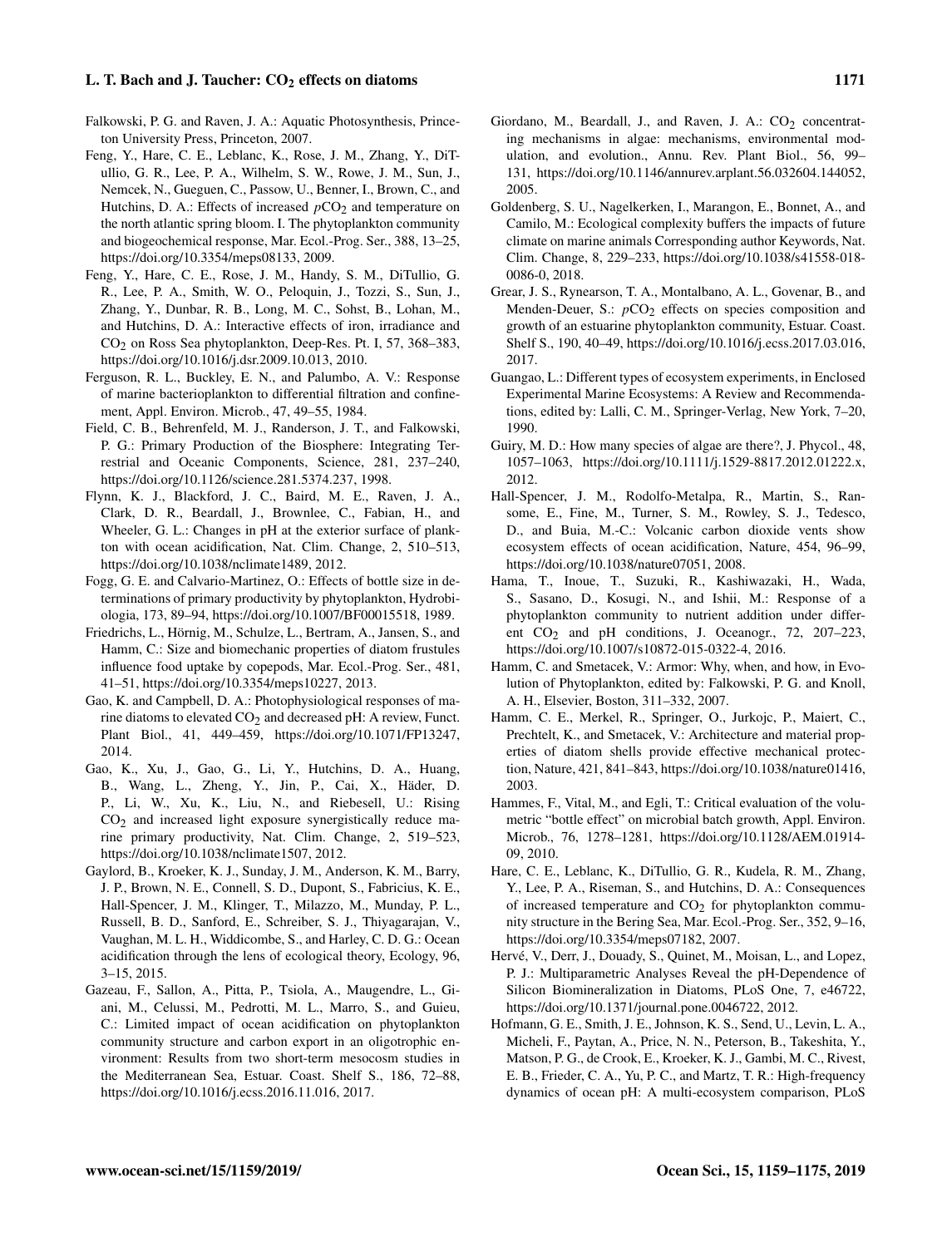Falkowski, P. G. and Raven, J. A.: Aquatic Photosynthesis, Princeton University Press, Princeton, 2007.

Feng, Y., Hare, C. E., Leblanc, K., Rose, J. M., Zhang, Y., DiTullio, G. R., Lee, P. A., Wilhelm, S. W., Rowe, J. M., Sun, J., Nemcek, N., Gueguen, C., Passow, U., Benner, I., Brown, C., and Hutchins, D. A.: Effects of increased $pCO_2$ and temperature on the north atlantic spring bloom. I. The phytoplankton community and biogeochemical response, Mar. Ecol.-Prog. Ser., 388, 13–25, https://doi.org/10.3354/meps08133, 2009.

Feng, Y., Hare, C. E., Rose, J. M., Handy, S. M., DiTullio, G. R., Lee, P. A., Smith, W. O., Peloquin, J., Tozzi, S., Sun, J., Zhang, Y., Dunbar, R. B., Long, M. C., Sohst, B., Lohan, M., and Hutchins, D. A.: Interactive effects of iron, irradiance and $CO_2$ on Ross Sea phytoplankton, Deep-Res. Pt. I, 57, 368–383, https://doi.org/10.1016/j.dsr.2009.10.013, 2010.

Ferguson, R. L., Buckley, E. N., and Palumbo, A. V.: Response of marine bacterioplankton to differential filtration and confinement, Appl. Environ. Microb., 47, 49–55, 1984.

Field, C. B., Behrenfeld, M. J., Randerson, J. T., and Falkowski, P. G.: Primary Production of the Biosphere: Integrating Terrestrial and Oceanic Components, Science, 281, 237–240, https://doi.org/10.1126/science.281.5374.237, 1998.

Flynn, K. J., Blackford, J. C., Baird, M. E., Raven, J. A., Clark, D. R., Beardall, J., Brownlee, C., Fabian, H., and Wheeler, G. L.: Changes in pH at the exterior surface of plankton with ocean acidification, Nat. Clim. Change, 2, 510–513, https://doi.org/10.1038/nclimate1489, 2012.

Fogg, G. E. and Calvario-Martinez, O.: Effects of bottle size in determinations of primary productivity by phytoplankton, Hydrobiologia, 173, 89–94, https://doi.org/10.1007/BF00015518, 1989.

Friedrichs, L., Hörnig, M., Schulze, L., Bertram, A., Jansen, S., and Hamm, C.: Size and biomechanic properties of diatom frustules influence food uptake by copepods, Mar. Ecol.-Prog. Ser., 481, 41–51, https://doi.org/10.3354/meps10227, 2013.

Gao, K. and Campbell, D. A.: Photophysiological responses of marine diatoms to elevated $CO_2$ and decreased pH: A review, Funct. Plant Biol., 41, 449–459, https://doi.org/10.1071/FP13247, 2014.

Gao, K., Xu, J., Gao, G., Li, Y., Hutchins, D. A., Huang, B., Wang, L., Zheng, Y., Jin, P., Cai, X., Häder, D. P., Li, W., Xu, K., Liu, N., and Riebesell, U.: Rising $CO_2$ and increased light exposure synergistically reduce marine primary productivity, Nat. Clim. Change, 2, 519–523, https://doi.org/10.1038/nclimate1507, 2012.

Gaylord, B., Kroeker, K. J., Sunday, J. M., Anderson, K. M., Barry, J. P., Brown, N. E., Connell, S. D., Dupont, S., Fabricius, K. E., Hall-Spencer, J. M., Klinger, T., Milazzo, M., Munday, P. L., Russell, B. D., Sanford, E., Schreiber, S. J., Thiyagarajan, V., Vaughan, M. L. H., Widdicombe, S., and Harley, C. D. G.: Ocean acidification through the lens of ecological theory, Ecology, 96, 3–15, 2015.

Gazeau, F., Sallon, A., Pitta, P., Tsiola, A., Maugendre, L., Giani, M., Celussi, M., Pedrotti, M. L., Marro, S., and Guieu, C.: Limited impact of ocean acidification on phytoplankton community structure and carbon export in an oligotrophic environment: Results from two short-term mesocosm studies in the Mediterranean Sea, Estuar. Coast. Shelf S., 186, 72–88, https://doi.org/10.1016/j.ecss.2016.11.016, 2017.

Giordano, M., Beardall, J., and Raven, J. A.: $CO_2$ concentrating mechanisms in algae: mechanisms, environmental modulation, and evolution., Annu. Rev. Plant Biol., 56, 99–131, https://doi.org/10.1146/annurev.arplant.56.032604.144052, 2005.

Goldenberg, S. U., Nagelkerken, I., Marangon, E., Bonnet, A., and Camilo, M.: Ecological complexity buffers the impacts of future climate on marine animals Corresponding author Keywords, Nat. Clim. Change, 8, 229–233, https://doi.org/10.1038/s41558-018-0086-0, 2018.

Grear, J. S., Rynearson, T. A., Montalbano, A. L., Govenar, B., and Menden-Deuer, S.: $pCO_2$ effects on species composition and growth of an estuarine phytoplankton community, Estuar. Coast. Shelf S., 190, 40–49, https://doi.org/10.1016/j.ecss.2017.03.016, 2017.

Guangao, L.: Different types of ecosystem experiments, in Enclosed Experimental Marine Ecosystems: A Review and Recommendations, edited by: Lalli, C. M., Springer-Verlag, New York, 7–20, 1990.

Guiry, M. D.: How many species of algae are there?, J. Phycol., 48, 1057–1063, https://doi.org/10.1111/j.1529-8817.2012.01222.x, 2012.

Hall-Spencer, J. M., Rodolfo-Metalpa, R., Martin, S., Ransome, E., Fine, M., Turner, S. M., Rowley, S. J., Tedesco, D., and Buia, M.-C.: Volcanic carbon dioxide vents show ecosystem effects of ocean acidification, Nature, 454, 96–99, https://doi.org/10.1038/nature07051, 2008.

Hama, T., Inoue, T., Suzuki, R., Kashiwazaki, H., Wada, S., Sasano, D., Kosugi, N., and Ishii, M.: Response of a phytoplankton community to nutrient addition under different $CO_2$ and pH conditions, J. Oceanogr., 72, 207–223, https://doi.org/10.1007/s10872-015-0322-4, 2016.

Hamm, C. and Smetacek, V.: Armor: Why, when, and how, in Evolution of Phytoplankton, edited by: Falkowski, P. G. and Knoll, A. H., Elsevier, Boston, 311–332, 2007.

Hamm, C. E., Merkel, R., Springer, O., Jurkojc, P., Maiert, C., Prechtelt, K., and Smetacek, V.: Architecture and material properties of diatom shells provide effective mechanical protection, Nature, 421, 841–843, https://doi.org/10.1038/nature01416, 2003.

Hammes, F., Vital, M., and Egli, T.: Critical evaluation of the volumetric "bottle effect" on microbial batch growth, Appl. Environ. Microb., 76, 1278–1281, https://doi.org/10.1128/AEM.01914-09, 2010.

Hare, C. E., Leblanc, K., DiTullio, G. R., Kudela, R. M., Zhang, Y., Lee, P. A., Riseman, S., and Hutchins, D. A.: Consequences of increased temperature and $CO_2$ for phytoplankton community structure in the Bering Sea, Mar. Ecol.-Prog. Ser., 352, 9–16, https://doi.org/10.3354/meps07182, 2007.

Hervé, V., Derr, J., Douady, S., Quinet, M., Moisan, L., and Lopez, P. J.: Multiparametric Analyses Reveal the pH-Dependence of Silicon Biomineralization in Diatoms, PLoS One, 7, e46722, https://doi.org/10.1371/journal.pone.0046722, 2012.

Hofmann, G. E., Smith, J. E., Johnson, K. S., Send, U., Levin, L. A., Micheli, F., Paytan, A., Price, N. N., Peterson, B., Takeshita, Y., Matson, P. G., de Crook, E., Kroeker, K. J., Gambi, M. C., Rivest, E. B., Frieder, C. A., Yu, P. C., and Martz, T. R.: High-frequency dynamics of ocean pH: A multi-ecosystem comparison, PLoS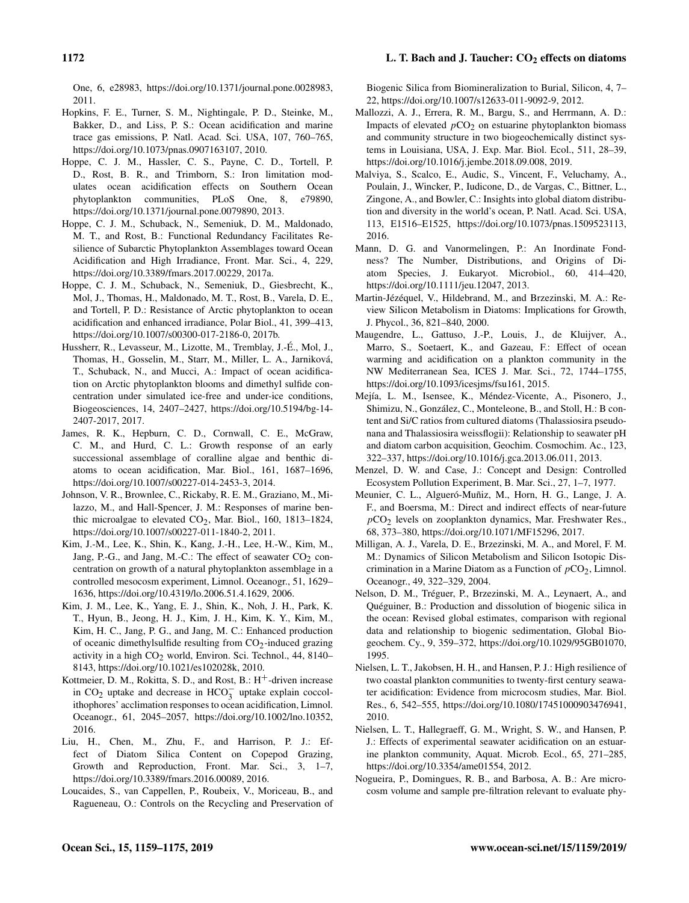One, 6, e28983, https://doi.org/10.1371/journal.pone.0028983, 2011.

Hopkins, F. E., Turner, S. M., Nightingale, P. D., Steinke, M., Bakker, D., and Liss, P. S.: Ocean acidification and marine trace gas emissions, P. Natl. Acad. Sci. USA, 107, 760–765, https://doi.org/10.1073/pnas.0907163107, 2010.

Hoppe, C. J. M., Hassler, C. S., Payne, C. D., Tortell, P. D., Rost, B. R., and Trimborn, S.: Iron limitation modulates ocean acidification effects on Southern Ocean phytoplankton communities, PLoS One, 8, e79890, https://doi.org/10.1371/journal.pone.0079890, 2013.

Hoppe, C. J. M., Schuback, N., Semeniuk, D. M., Maldonado, M. T., and Rost, B.: Functional Redundancy Facilitates Resilience of Subarctic Phytoplankton Assemblages toward Ocean Acidification and High Irradiance, Front. Mar. Sci., 4, 229, https://doi.org/10.3389/fmars.2017.00229, 2017a.

Hoppe, C. J. M., Schuback, N., Semeniuk, D., Giesbrecht, K., Mol, J., Thomas, H., Maldonado, M. T., Rost, B., Varela, D. E., and Tortell, P. D.: Resistance of Arctic phytoplankton to ocean acidification and enhanced irradiance, Polar Biol., 41, 399–413, https://doi.org/10.1007/s00300-017-2186-0, 2017b.

Hussherr, R., Levasseur, M., Lizotte, M., Tremblay, J.-É., Mol, J., Thomas, H., Gosselin, M., Starr, M., Miller, L. A., Jarniková, T., Schuback, N., and Mucci, A.: Impact of ocean acidification on Arctic phytoplankton blooms and dimethyl sulfide concentration under simulated ice-free and under-ice conditions, Biogeosciences, 14, 2407–2427, https://doi.org/10.5194/bg-14-2407-2017, 2017.

James, R. K., Hepburn, C. D., Cornwall, C. E., McGraw, C. M., and Hurd, C. L.: Growth response of an early successional assemblage of coralline algae and benthic diatoms to ocean acidification, Mar. Biol., 161, 1687–1696, https://doi.org/10.1007/s00227-014-2453-3, 2014.

Johnson, V. R., Brownlee, C., Rickaby, R. E. M., Graziano, M., Milazzo, M., and Hall-Spencer, J. M.: Responses of marine benthic microalgae to elevated $CO_2$, Mar. Biol., 160, 1813–1824, https://doi.org/10.1007/s00227-011-1840-2, 2011.

Kim, J.-M., Lee, K., Shin, K., Kang, J.-H., Lee, H.-W., Kim, M., Jang, P.-G., and Jang, M.-C.: The effect of seawater $CO_2$ concentration on growth of a natural phytoplankton assemblage in a controlled mesocosm experiment, Limnol. Oceanogr., 51, 1629–1636, https://doi.org/10.4319/lo.2006.51.4.1629, 2006.

Kim, J. M., Lee, K., Yang, E. J., Shin, K., Noh, J. H., Park, K. T., Hyun, B., Jeong, H. J., Kim, J. H., Kim, K. Y., Kim, M., Kim, H. C., Jang, P. G., and Jang, M. C.: Enhanced production of oceanic dimethylsulfide resulting from $CO_2$-induced grazing activity in a high $CO_2$ world, Environ. Sci. Technol., 44, 8140–8143, https://doi.org/10.1021/es102028k, 2010.

Kottmeier, D. M., Rokitta, S. D., and Rost, B.: $H^+$-driven increase in $CO_2$ uptake and decrease in $HCO_3^-$ uptake explain coccolithophores' acclimation responses to ocean acidification, Limnol. Oceanogr., 61, 2045–2057, https://doi.org/10.1002/lno.10352, 2016.

Liu, H., Chen, M., Zhu, F., and Harrison, P. J.: Effect of Diatom Silica Content on Copepod Grazing, Growth and Reproduction, Front. Mar. Sci., 3, 1–7, https://doi.org/10.3389/fmars.2016.00089, 2016.

Loucaides, S., van Cappellen, P., Roubeix, V., Moriceau, B., and Ragueneau, O.: Controls on the Recycling and Preservation of Biogenic Silica from Biomineralization to Burial, Silicon, 4, 7–22, https://doi.org/10.1007/s12633-011-9092-9, 2012.

Mallozzi, A. J., Errera, R. M., Bargu, S., and Herrmann, A. D.: Impacts of elevated $pCO_2$ on estuarine phytoplankton biomass and community structure in two biogeochemically distinct systems in Louisiana, USA, J. Exp. Mar. Biol. Ecol., 511, 28–39, https://doi.org/10.1016/j.jembe.2018.09.008, 2019.

Malviya, S., Scalco, E., Audic, S., Vincent, F., Veluchamy, A., Poulain, J., Wincker, P., Iudicone, D., de Vargas, C., Bittner, L., Zingone, A., and Bowler, C.: Insights into global diatom distribution and diversity in the world's ocean, P. Natl. Acad. Sci. USA, 113, E1516–E1525, https://doi.org/10.1073/pnas.1509523113, 2016.

Mann, D. G. and Vanormelingen, P.: An Inordinate Fondness? The Number, Distributions, and Origins of Diatom Species, J. Eukaryot. Microbiol., 60, 414–420, https://doi.org/10.1111/jeu.12047, 2013.

Martin-Jézéquel, V., Hildebrand, M., and Brzezinski, M. A.: Review Silicon Metabolism in Diatoms: Implications for Growth, J. Phycol., 36, 821–840, 2000.

Maugendre, L., Gattuso, J.-P., Louis, J., de Kluijver, A., Marro, S., Soetaert, K., and Gazeau, F.: Effect of ocean warming and acidification on a plankton community in the NW Mediterranean Sea, ICES J. Mar. Sci., 72, 1744–1755, https://doi.org/10.1093/icesjms/fsu161, 2015.

Mejía, L. M., Isensee, K., Méndez-Vicente, A., Pisonero, J., Shimizu, N., González, C., Monteleone, B., and Stoll, H.: B content and Si/C ratios from cultured diatoms (Thalassiosira pseudonana and Thalassiosira weissflogii): Relationship to seawater pH and diatom carbon acquisition, Geochim. Cosmochim. Ac., 123, 322–337, https://doi.org/10.1016/j.gca.2013.06.011, 2013.

Menzel, D. W. and Case, J.: Concept and Design: Controlled Ecosystem Pollution Experiment, B. Mar. Sci., 27, 1–7, 1977.

Meunier, C. L., Algueró-Muñiz, M., Horn, H. G., Lange, J. A. F., and Boersma, M.: Direct and indirect effects of near-future $pCO_2$ levels on zooplankton dynamics, Mar. Freshwater Res., 68, 373–380, https://doi.org/10.1071/MF15296, 2017.

Milligan, A. J., Varela, D. E., Brzezinski, M. A., and Morel, F. M. M.: Dynamics of Silicon Metabolism and Silicon Isotopic Discrimination in a Marine Diatom as a Function of $pCO_2$, Limnol. Oceanogr., 49, 322–329, 2004.

Nelson, D. M., Tréguer, P., Brzezinski, M. A., Leynaert, A., and Quéguiner, B.: Production and dissolution of biogenic silica in the ocean: Revised global estimates, comparison with regional data and relationship to biogenic sedimentation, Global Biogeochem. Cy., 9, 359–372, https://doi.org/10.1029/95GB01070, 1995.

Nielsen, L. T., Jakobsen, H. H., and Hansen, P. J.: High resilience of two coastal plankton communities to twenty-first century seawater acidification: Evidence from microcosm studies, Mar. Biol. Res., 6, 542–555, https://doi.org/10.1080/17451000903476941, 2010.

Nielsen, L. T., Hallegraeff, G. M., Wright, S. W., and Hansen, P. J.: Effects of experimental seawater acidification on an estuarine plankton community, Aquat. Microb. Ecol., 65, 271–285, https://doi.org/10.3354/ame01554, 2012.

Nogueira, P., Domingues, R. B., and Barbosa, A. B.: Are microcosm volume and sample pre-filtration relevant to evaluate phy-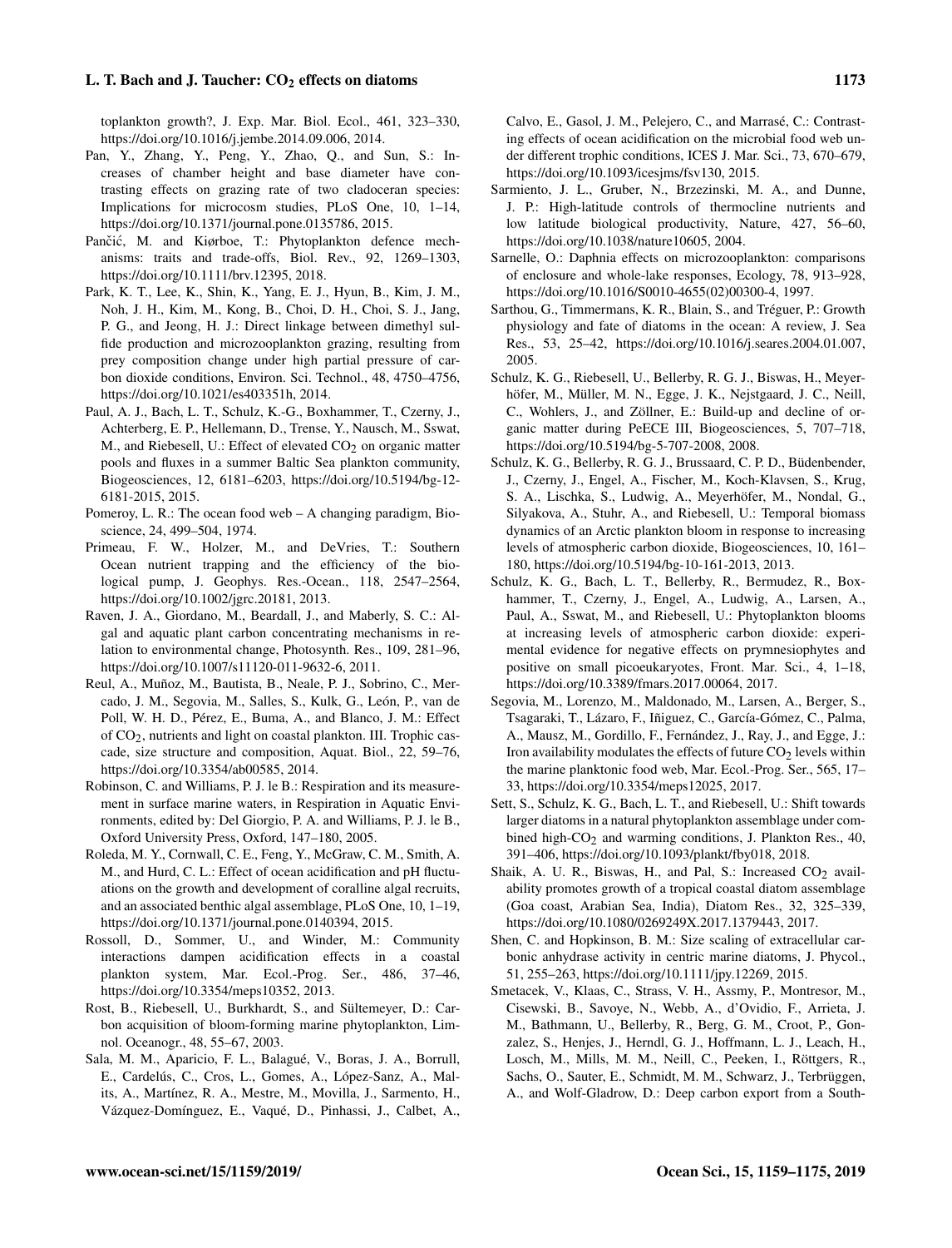toplankton growth?, J. Exp. Mar. Biol. Ecol., 461, 323–330, https://doi.org/10.1016/j.jembe.2014.09.006, 2014.

Pan, Y., Zhang, Y., Peng, Y., Zhao, Q., and Sun, S.: Increases of chamber height and base diameter have contrasting effects on grazing rate of two cladoceran species: Implications for microcosm studies, PLoS One, 10, 1–14, https://doi.org/10.1371/journal.pone.0135786, 2015.

Pančić, M. and Kiørboe, T.: Phytoplankton defence mechanisms: traits and trade-offs, Biol. Rev., 92, 1269–1303, https://doi.org/10.1111/brv.12395, 2018.

Park, K. T., Lee, K., Shin, K., Yang, E. J., Hyun, B., Kim, J. M., Noh, J. H., Kim, M., Kong, B., Choi, D. H., Choi, S. J., Jang, P. G., and Jeong, H. J.: Direct linkage between dimethyl sulfide production and microzooplankton grazing, resulting from prey composition change under high partial pressure of carbon dioxide conditions, Environ. Sci. Technol., 48, 4750–4756, https://doi.org/10.1021/es403351h, 2014.

Paul, A. J., Bach, L. T., Schulz, K.-G., Boxhammer, T., Czerny, J., Achterberg, E. P., Hellemann, D., Trense, Y., Nausch, M., Sswat, M., and Riebesell, U.: Effect of elevated $CO_2$ on organic matter pools and fluxes in a summer Baltic Sea plankton community, Biogeosciences, 12, 6181–6203, https://doi.org/10.5194/bg-12-6181-2015, 2015.

Pomeroy, L. R.: The ocean food web – A changing paradigm, Bioscience, 24, 499–504, 1974.

Primeau, F. W., Holzer, M., and DeVries, T.: Southern Ocean nutrient trapping and the efficiency of the biological pump, J. Geophys. Res.-Ocean., 118, 2547–2564, https://doi.org/10.1002/jgrc.20181, 2013.

Raven, J. A., Giordano, M., Beardall, J., and Maberly, S. C.: Algal and aquatic plant carbon concentrating mechanisms in relation to environmental change, Photosynth. Res., 109, 281–96, https://doi.org/10.1007/s11120-011-9632-6, 2011.

Reul, A., Muñoz, M., Bautista, B., Neale, P. J., Sobrino, C., Mercado, J. M., Segovia, M., Salles, S., Kulk, G., León, P., van de Poll, W. H. D., Pérez, E., Buma, A., and Blanco, J. M.: Effect of $CO_2$, nutrients and light on coastal plankton. III. Trophic cascade, size structure and composition, Aquat. Biol., 22, 59–76, https://doi.org/10.3354/ab00585, 2014.

Robinson, C. and Williams, P. J. le B.: Respiration and its measurement in surface marine waters, in Respiration in Aquatic Environments, edited by: Del Giorgio, P. A. and Williams, P. J. le B., Oxford University Press, Oxford, 147–180, 2005.

Roleda, M. Y., Cornwall, C. E., Feng, Y., McGraw, C. M., Smith, A. M., and Hurd, C. L.: Effect of ocean acidification and pH fluctuations on the growth and development of coralline algal recruits, and an associated benthic algal assemblage, PLoS One, 10, 1–19, https://doi.org/10.1371/journal.pone.0140394, 2015.

Rossoll, D., Sommer, U., and Winder, M.: Community interactions dampen acidification effects in a coastal plankton system, Mar. Ecol.-Prog. Ser., 486, 37–46, https://doi.org/10.3354/meps10352, 2013.

Rost, B., Riebesell, U., Burkhardt, S., and Sültemeyer, D.: Carbon acquisition of bloom-forming marine phytoplankton, Limnol. Oceanogr., 48, 55–67, 2003.

Sala, M. M., Aparicio, F. L., Balagué, V., Boras, J. A., Borrull, E., Cardelús, C., Cros, L., Gomes, A., López-Sanz, A., Malits, A., Martínez, R. A., Mestre, M., Movilla, J., Sarmento, H., Vázquez-Domínguez, E., Vaqué, D., Pinhassi, J., Calbet, A., Calvo, E., Gasol, J. M., Pelejero, C., and Marrasé, C.: Contrasting effects of ocean acidification on the microbial food web under different trophic conditions, ICES J. Mar. Sci., 73, 670–679, https://doi.org/10.1093/icesjms/fsv130, 2015.

Sarmiento, J. L., Gruber, N., Brzezinski, M. A., and Dunne, J. P.: High-latitude controls of thermocline nutrients and low latitude biological productivity, Nature, 427, 56–60, https://doi.org/10.1038/nature10605, 2004.

Sarnelle, O.: Daphnia effects on microzooplankton: comparisons of enclosure and whole-lake responses, Ecology, 78, 913–928, https://doi.org/10.1016/S0010-4655(02)00300-4, 1997.

Sarthou, G., Timmermans, K. R., Blain, S., and Tréguer, P.: Growth physiology and fate of diatoms in the ocean: A review, J. Sea Res., 53, 25–42, https://doi.org/10.1016/j.seares.2004.01.007, 2005.

Schulz, K. G., Riebesell, U., Bellerby, R. G. J., Biswas, H., Meyerhöfer, M., Müller, M. N., Egge, J. K., Nejstgaard, J. C., Neill, C., Wohlers, J., and Zöllner, E.: Build-up and decline of organic matter during PeECE III, Biogeosciences, 5, 707–718, https://doi.org/10.5194/bg-5-707-2008, 2008.

Schulz, K. G., Bellerby, R. G. J., Brussaard, C. P. D., Büdenbender, J., Czerny, J., Engel, A., Fischer, M., Koch-Klavsen, S., Krug, S. A., Lischka, S., Ludwig, A., Meyerhöfer, M., Nondal, G., Silyakova, A., Stuhr, A., and Riebesell, U.: Temporal biomass dynamics of an Arctic plankton bloom in response to increasing levels of atmospheric carbon dioxide, Biogeosciences, 10, 161–180, https://doi.org/10.5194/bg-10-161-2013, 2013.

Schulz, K. G., Bach, L. T., Bellerby, R., Bermudez, R., Boxhammer, T., Czerny, J., Engel, A., Ludwig, A., Larsen, A., Paul, A., Sswat, M., and Riebesell, U.: Phytoplankton blooms at increasing levels of atmospheric carbon dioxide: experimental evidence for negative effects on prymnesiophytes and positive on small picoeukaryotes, Front. Mar. Sci., 4, 1–18, https://doi.org/10.3389/fmars.2017.00064, 2017.

Segovia, M., Lorenzo, M., Maldonado, M., Larsen, A., Berger, S., Tsagaraki, T., Lázaro, F., Iñiguez, C., García-Gómez, C., Palma, A., Mausz, M., Gordillo, F., Fernández, J., Ray, J., and Egge, J.: Iron availability modulates the effects of future $CO_2$ levels within the marine planktonic food web, Mar. Ecol.-Prog. Ser., 565, 17–33, https://doi.org/10.3354/meps12025, 2017.

Sett, S., Schulz, K. G., Bach, L. T., and Riebesell, U.: Shift towards larger diatoms in a natural phytoplankton assemblage under combined high-$CO_2$ and warming conditions, J. Plankton Res., 40, 391–406, https://doi.org/10.1093/plankt/fby018, 2018.

Shaik, A. U. R., Biswas, H., and Pal, S.: Increased $CO_2$ availability promotes growth of a tropical coastal diatom assemblage (Goa coast, Arabian Sea, India), Diatom Res., 32, 325–339, https://doi.org/10.1080/0269249X.2017.1379443, 2017.

Shen, C. and Hopkinson, B. M.: Size scaling of extracellular carbonic anhydrase activity in centric marine diatoms, J. Phycol., 51, 255–263, https://doi.org/10.1111/jpy.12269, 2015.

Smetacek, V., Klaas, C., Strass, V. H., Assmy, P., Montresor, M., Cisewski, B., Savoye, N., Webb, A., d'Ovidio, F., Arrieta, J. M., Bathmann, U., Bellerby, R., Berg, G. M., Croot, P., Gonzalez, S., Henjes, J., Herndl, G. J., Hoffmann, L. J., Leach, H., Losch, M., Mills, M. M., Neill, C., Peeken, I., Röttgers, R., Sachs, O., Sauter, E., Schmidt, M. M., Schwarz, J., Terbrüggen, A., and Wolf-Gladrow, D.: Deep carbon export from a South-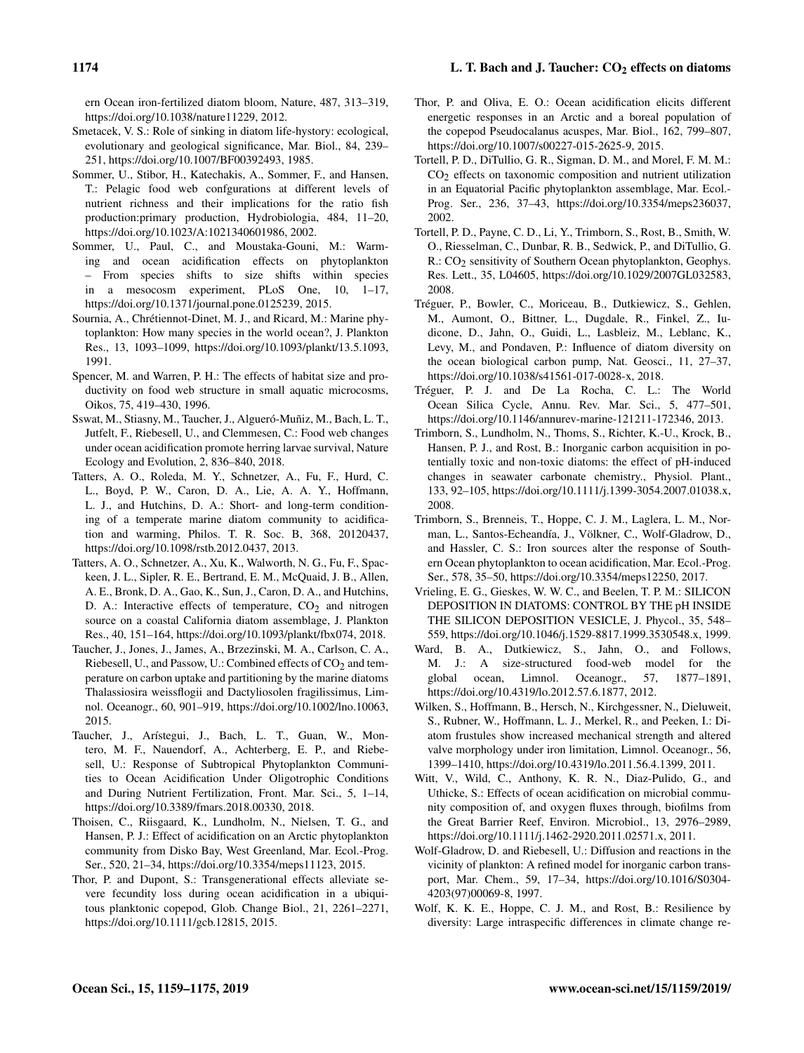ern Ocean iron-fertilized diatom bloom, Nature, 487, 313–319, https://doi.org/10.1038/nature11229, 2012.

Smetacek, V. S.: Role of sinking in diatom life-hystory: ecological, evolutionary and geological significance, Mar. Biol., 84, 239–251, https://doi.org/10.1007/BF00392493, 1985.

Sommer, U., Stibor, H., Katechakis, A., Sommer, F., and Hansen, T.: Pelagic food web confgurations at different levels of nutrient richness and their implications for the ratio fish production:primary production, Hydrobiologia, 484, 11–20, https://doi.org/10.1023/A:1021340601986, 2002.

Sommer, U., Paul, C., and Moustaka-Gouni, M.: Warming and ocean acidification effects on phytoplankton – From species shifts to size shifts within species in a mesocosm experiment, PLoS One, 10, 1–17, https://doi.org/10.1371/journal.pone.0125239, 2015.

Sournia, A., Chrétiennot-Dinet, M. J., and Ricard, M.: Marine phytoplankton: How many species in the world ocean?, J. Plankton Res., 13, 1093–1099, https://doi.org/10.1093/plankt/13.5.1093, 1991.

Spencer, M. and Warren, P. H.: The effects of habitat size and productivity on food web structure in small aquatic microcosms, Oikos, 75, 419–430, 1996.

Sswat, M., Stiasny, M., Taucher, J., Algueró-Muñiz, M., Bach, L. T., Jutfelt, F., Riebesell, U., and Clemmesen, C.: Food web changes under ocean acidification promote herring larvae survival, Nature Ecology and Evolution, 2, 836–840, 2018.

Tatters, A. O., Roleda, M. Y., Schnetzer, A., Fu, F., Hurd, C. L., Boyd, P. W., Caron, D. A., Lie, A. A. Y., Hoffmann, L. J., and Hutchins, D. A.: Short- and long-term conditioning of a temperate marine diatom community to acidification and warming, Philos. T. R. Soc. B, 368, 20120437, https://doi.org/10.1098/rstb.2012.0437, 2013.

Tatters, A. O., Schnetzer, A., Xu, K., Walworth, N. G., Fu, F., Spackeen, J. L., Sipler, R. E., Bertrand, E. M., McQuaid, J. B., Allen, A. E., Bronk, D. A., Gao, K., Sun, J., Caron, D. A., and Hutchins, D. A.: Interactive effects of temperature, $CO_2$ and nitrogen source on a coastal California diatom assemblage, J. Plankton Res., 40, 151–164, https://doi.org/10.1093/plankt/fbx074, 2018.

Taucher, J., Jones, J., James, A., Brzezinski, M. A., Carlson, C. A., Riebesell, U., and Passow, U.: Combined effects of $CO_2$ and temperature on carbon uptake and partitioning by the marine diatoms Thalassiosira weissflogii and Dactyliosolen fragilissimus, Limnol. Oceanogr., 60, 901–919, https://doi.org/10.1002/lno.10063, 2015.

Taucher, J., Arístegui, J., Bach, L. T., Guan, W., Montero, M. F., Nauendorf, A., Achterberg, E. P., and Riebesell, U.: Response of Subtropical Phytoplankton Communities to Ocean Acidification Under Oligotrophic Conditions and During Nutrient Fertilization, Front. Mar. Sci., 5, 1–14, https://doi.org/10.3389/fmars.2018.00330, 2018.

Thoisen, C., Riisgaard, K., Lundholm, N., Nielsen, T. G., and Hansen, P. J.: Effect of acidification on an Arctic phytoplankton community from Disko Bay, West Greenland, Mar. Ecol.-Prog. Ser., 520, 21–34, https://doi.org/10.3354/meps11123, 2015.

Thor, P. and Dupont, S.: Transgenerational effects alleviate severe fecundity loss during ocean acidification in a ubiquitous planktonic copepod, Glob. Change Biol., 21, 2261–2271, https://doi.org/10.1111/gcb.12815, 2015.

Thor, P. and Oliva, E. O.: Ocean acidification elicits different energetic responses in an Arctic and a boreal population of the copepod Pseudocalanus acuspes, Mar. Biol., 162, 799–807, https://doi.org/10.1007/s00227-015-2625-9, 2015.

Tortell, P. D., DiTullio, G. R., Sigman, D. M., and Morel, F. M. M.: $CO_2$ effects on taxonomic composition and nutrient utilization in an Equatorial Pacific phytoplankton assemblage, Mar. Ecol.-Prog. Ser., 236, 37–43, https://doi.org/10.3354/meps236037, 2002.

Tortell, P. D., Payne, C. D., Li, Y., Trimborn, S., Rost, B., Smith, W. O., Riesselman, C., Dunbar, R. B., Sedwick, P., and DiTullio, G. R.: $CO_2$ sensitivity of Southern Ocean phytoplankton, Geophys. Res. Lett., 35, L04605, https://doi.org/10.1029/2007GL032583, 2008.

Tréguer, P., Bowler, C., Moriceau, B., Dutkiewicz, S., Gehlen, M., Aumont, O., Bittner, L., Dugdale, R., Finkel, Z., Iudicone, D., Jahn, O., Guidi, L., Lasbleiz, M., Leblanc, K., Levy, M., and Pondaven, P.: Influence of diatom diversity on the ocean biological carbon pump, Nat. Geosci., 11, 27–37, https://doi.org/10.1038/s41561-017-0028-x, 2018.

Tréguer, P. J. and De La Rocha, C. L.: The World Ocean Silica Cycle, Annu. Rev. Mar. Sci., 5, 477–501, https://doi.org/10.1146/annurev-marine-121211-172346, 2013.

Trimborn, S., Lundholm, N., Thoms, S., Richter, K.-U., Krock, B., Hansen, P. J., and Rost, B.: Inorganic carbon acquisition in potentially toxic and non-toxic diatoms: the effect of pH-induced changes in seawater carbonate chemistry., Physiol. Plant., 133, 92–105, https://doi.org/10.1111/j.1399-3054.2007.01038.x, 2008.

Trimborn, S., Brenneis, T., Hoppe, C. J. M., Laglera, L. M., Norman, L., Santos-Echeandía, J., Völkner, C., Wolf-Gladrow, D., and Hassler, C. S.: Iron sources alter the response of Southern Ocean phytoplankton to ocean acidification, Mar. Ecol.-Prog. Ser., 578, 35–50, https://doi.org/10.3354/meps12250, 2017.

Vrieling, E. G., Gieskes, W. W. C., and Beelen, T. P. M.: SILICON DEPOSITION IN DIATOMS: CONTROL BY THE pH INSIDE THE SILICON DEPOSITION VESICLE, J. Phycol., 35, 548–559, https://doi.org/10.1046/j.1529-8817.1999.3530548.x, 1999.

Ward, B. A., Dutkiewicz, S., Jahn, O., and Follows, M. J.: A size-structured food-web model for the global ocean, Limnol. Oceanogr., 57, 1877–1891, https://doi.org/10.4319/lo.2012.57.6.1877, 2012.

Wilken, S., Hoffmann, B., Hersch, N., Kirchgessner, N., Dieluweit, S., Rubner, W., Hoffmann, L. J., Merkel, R., and Peeken, I.: Diatom frustules show increased mechanical strength and altered valve morphology under iron limitation, Limnol. Oceanogr., 56, 1399–1410, https://doi.org/10.4319/lo.2011.56.4.1399, 2011.

Witt, V., Wild, C., Anthony, K. R. N., Diaz-Pulido, G., and Uthicke, S.: Effects of ocean acidification on microbial community composition of, and oxygen fluxes through, biofilms from the Great Barrier Reef, Environ. Microbiol., 13, 2976–2989, https://doi.org/10.1111/j.1462-2920.2011.02571.x, 2011.

Wolf-Gladrow, D. and Riebesell, U.: Diffusion and reactions in the vicinity of plankton: A refined model for inorganic carbon transport, Mar. Chem., 59, 17–34, https://doi.org/10.1016/S0304-4203(97)00069-8, 1997.

Wolf, K. K. E., Hoppe, C. J. M., and Rost, B.: Resilience by diversity: Large intraspecific differences in climate change re-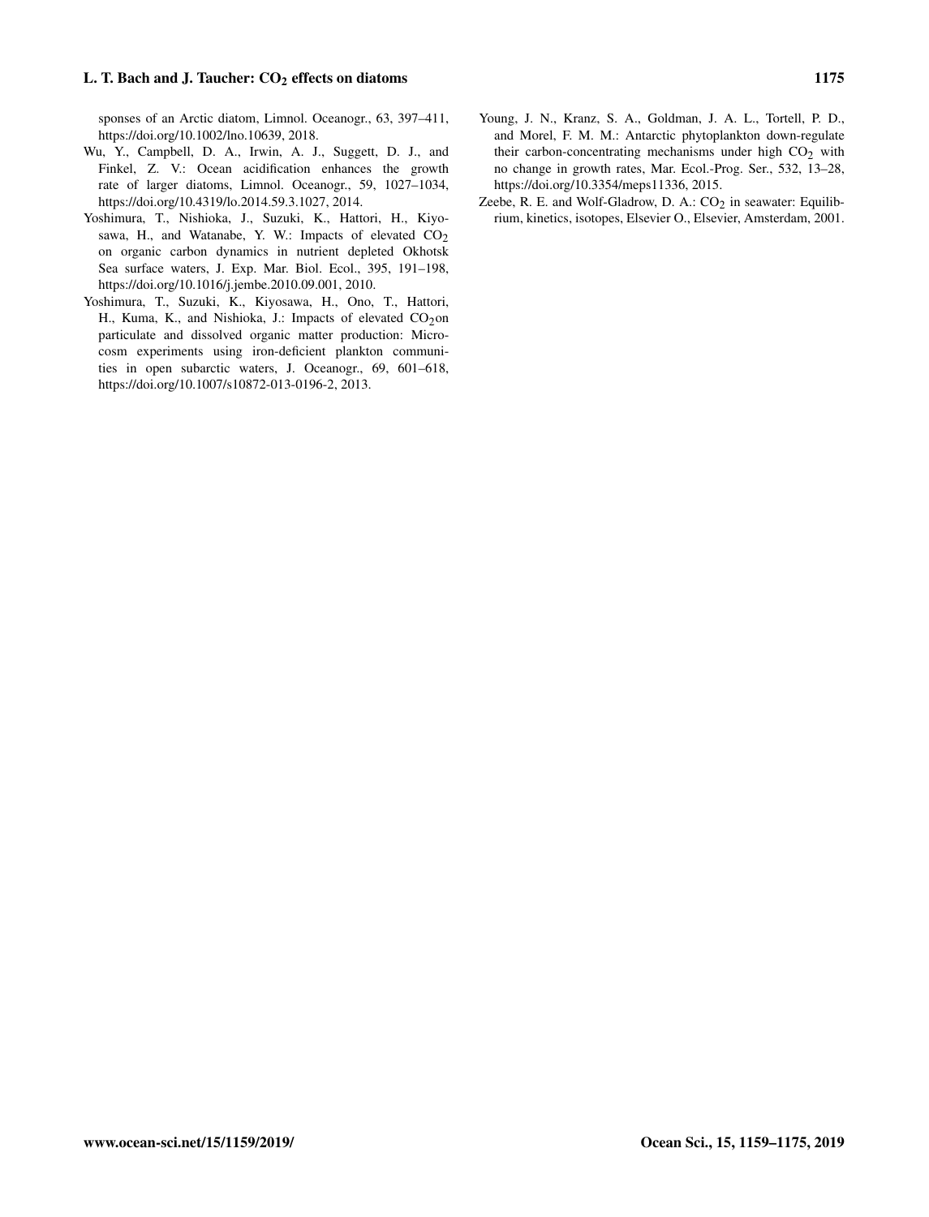sponses of an Arctic diatom, Limnol. Oceanogr., 63, 397–411, https://doi.org/10.1002/lno.10639, 2018.

Wu, Y., Campbell, D. A., Irwin, A. J., Suggett, D. J., and Finkel, Z. V.: Ocean acidification enhances the growth rate of larger diatoms, Limnol. Oceanogr., 59, 1027–1034, https://doi.org/10.4319/lo.2014.59.3.1027, 2014.

Yoshimura, T., Nishioka, J., Suzuki, K., Hattori, H., Kiyosawa, H., and Watanabe, Y. W.: Impacts of elevated $CO_2$ on organic carbon dynamics in nutrient depleted Okhotsk Sea surface waters, J. Exp. Mar. Biol. Ecol., 395, 191–198, https://doi.org/10.1016/j.jembe.2010.09.001, 2010.

Yoshimura, T., Suzuki, K., Kiyosawa, H., Ono, T., Hattori, H., Kuma, K., and Nishioka, J.: Impacts of elevated $CO_2$on particulate and dissolved organic matter production: Microcosm experiments using iron-deficient plankton communities in open subarctic waters, J. Oceanogr., 69, 601–618, https://doi.org/10.1007/s10872-013-0196-2, 2013.

Young, J. N., Kranz, S. A., Goldman, J. A. L., Tortell, P. D., and Morel, F. M. M.: Antarctic phytoplankton down-regulate their carbon-concentrating mechanisms under high $CO_2$ with no change in growth rates, Mar. Ecol.-Prog. Ser., 532, 13–28, https://doi.org/10.3354/meps11336, 2015.

Zeebe, R. E. and Wolf-Gladrow, D. A.: $CO_2$ in seawater: Equilibrium, kinetics, isotopes, Elsevier O., Elsevier, Amsterdam, 2001.